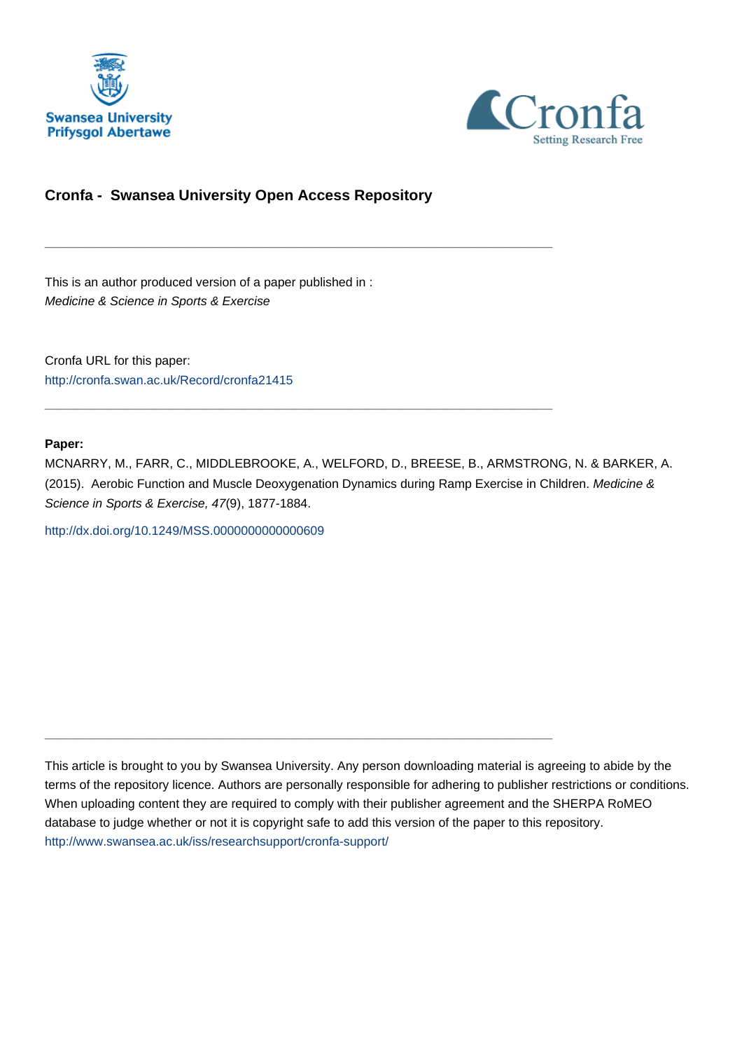Swansea University
Prifysgol Abertawe

Cronfa
Setting Research Free

## Cronfa - Swansea University Open Access Repository

---

This is an author produced version of a paper published in :
*Medicine & Science in Sports & Exercise*

Cronfa URL for this paper:
http://cronfa.swan.ac.uk/Record/cronfa21415

---

**Paper:**

MCNARRY, M., FARR, C., MIDDLEBROOKE, A., WELFORD, D., BREESE, B., ARMSTRONG, N. & BARKER, A. (2015). Aerobic Function and Muscle Deoxygenation Dynamics during Ramp Exercise in Children. *Medicine & Science in Sports & Exercise, 47*(9), 1877-1884.

http://dx.doi.org/10.1249/MSS.0000000000000609

---

This article is brought to you by Swansea University. Any person downloading material is agreeing to abide by the terms of the repository licence. Authors are personally responsible for adhering to publisher restrictions or conditions. When uploading content they are required to comply with their publisher agreement and the SHERPA RoMEO database to judge whether or not it is copyright safe to add this version of the paper to this repository.
http://www.swansea.ac.uk/iss/researchsupport/cronfa-support/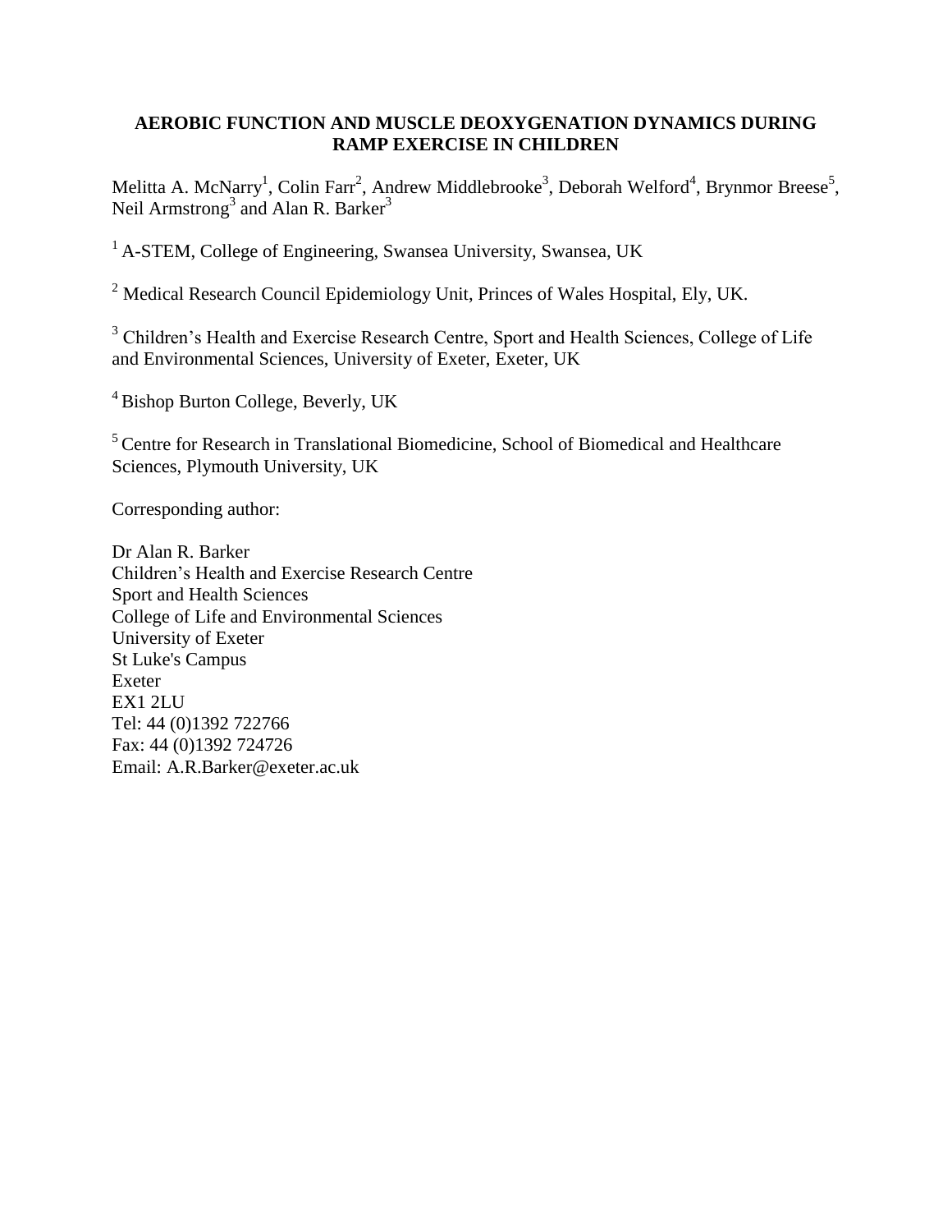# AEROBIC FUNCTION AND MUSCLE DEOXYGENATION DYNAMICS DURING RAMP EXERCISE IN CHILDREN

Melitta A. McNarry[1], Colin Farr[2], Andrew Middlebrooke[3], Deborah Welford[4], Brynmor Breese[5], Neil Armstrong[3] and Alan R. Barker[3]

[1] A-STEM, College of Engineering, Swansea University, Swansea, UK

[2] Medical Research Council Epidemiology Unit, Princes of Wales Hospital, Ely, UK.

[3] Children's Health and Exercise Research Centre, Sport and Health Sciences, College of Life and Environmental Sciences, University of Exeter, Exeter, UK

[4] Bishop Burton College, Beverly, UK

[5] Centre for Research in Translational Biomedicine, School of Biomedical and Healthcare Sciences, Plymouth University, UK

Corresponding author:

Dr Alan R. Barker
Children's Health and Exercise Research Centre
Sport and Health Sciences
College of Life and Environmental Sciences
University of Exeter
St Luke's Campus
Exeter
EX1 2LU
Tel: 44 (0)1392 722766
Fax: 44 (0)1392 724726
Email: A.R.Barker@exeter.ac.uk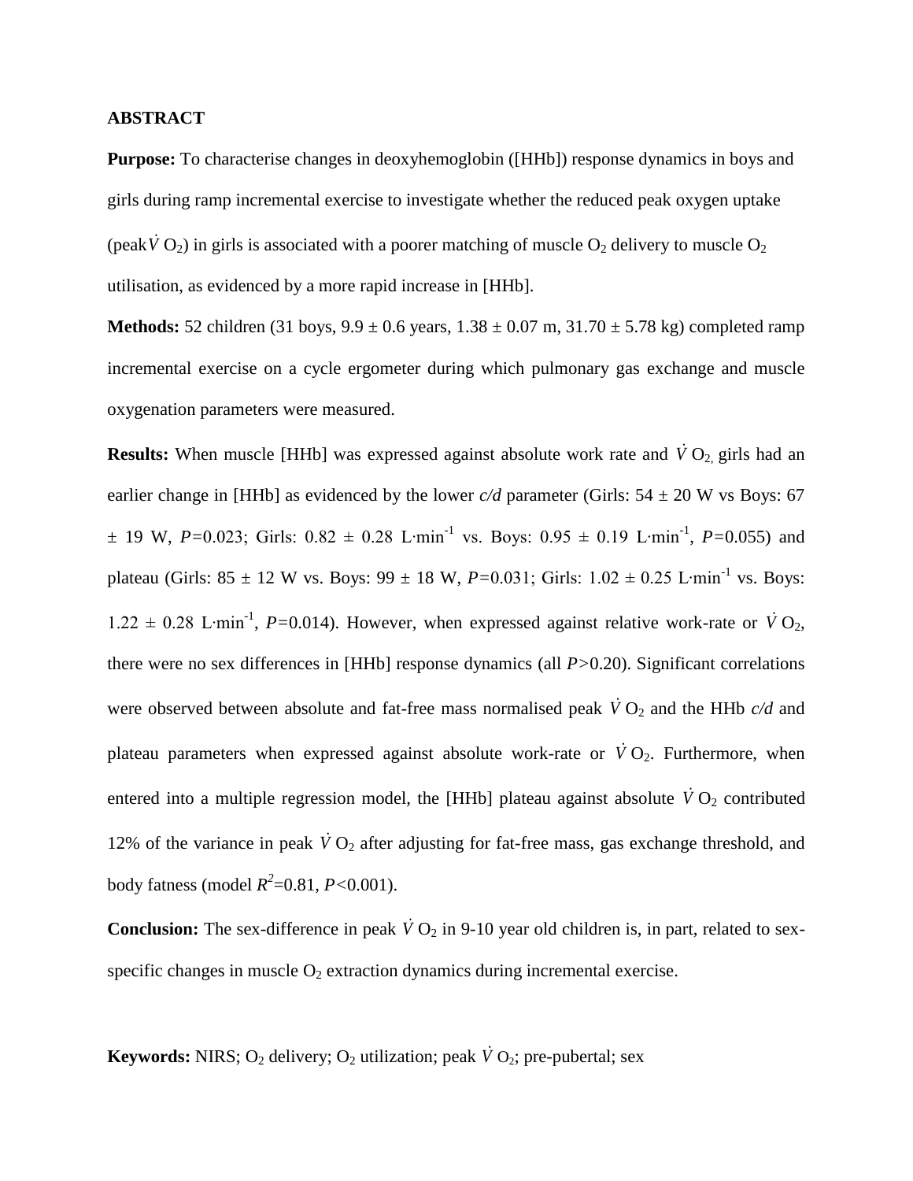## ABSTRACT

**Purpose:** To characterise changes in deoxyhemoglobin ([HHb]) response dynamics in boys and girls during ramp incremental exercise to investigate whether the reduced peak oxygen uptake (peak$\dot{V}O_2$) in girls is associated with a poorer matching of muscle $O_2$ delivery to muscle $O_2$ utilisation, as evidenced by a more rapid increase in [HHb].

**Methods:** 52 children (31 boys, 9.9 ± 0.6 years, 1.38 ± 0.07 m, 31.70 ± 5.78 kg) completed ramp incremental exercise on a cycle ergometer during which pulmonary gas exchange and muscle oxygenation parameters were measured.

**Results:** When muscle [HHb] was expressed against absolute work rate and $\dot{V}O_2$, girls had an earlier change in [HHb] as evidenced by the lower *c/d* parameter (Girls: 54 ± 20 W vs Boys: 67 ± 19 W, $P$=0.023; Girls: 0.82 ± 0.28 L·min$^{-1}$ vs. Boys: 0.95 ± 0.19 L·min$^{-1}$, $P$=0.055) and plateau (Girls: 85 ± 12 W vs. Boys: 99 ± 18 W, $P$=0.031; Girls: 1.02 ± 0.25 L·min$^{-1}$ vs. Boys: 1.22 ± 0.28 L·min$^{-1}$, $P$=0.014). However, when expressed against relative work-rate or $\dot{V}O_2$, there were no sex differences in [HHb] response dynamics (all $P$>0.20). Significant correlations were observed between absolute and fat-free mass normalised peak $\dot{V}O_2$ and the HHb *c/d* and plateau parameters when expressed against absolute work-rate or $\dot{V}O_2$. Furthermore, when entered into a multiple regression model, the [HHb] plateau against absolute $\dot{V}O_2$ contributed 12% of the variance in peak $\dot{V}O_2$ after adjusting for fat-free mass, gas exchange threshold, and body fatness (model $R^2$=0.81, $P$<0.001).

**Conclusion:** The sex-difference in peak $\dot{V}O_2$ in 9-10 year old children is, in part, related to sex-specific changes in muscle $O_2$ extraction dynamics during incremental exercise.

**Keywords:** NIRS; $O_2$ delivery; $O_2$ utilization; peak $\dot{V}O_2$; pre-pubertal; sex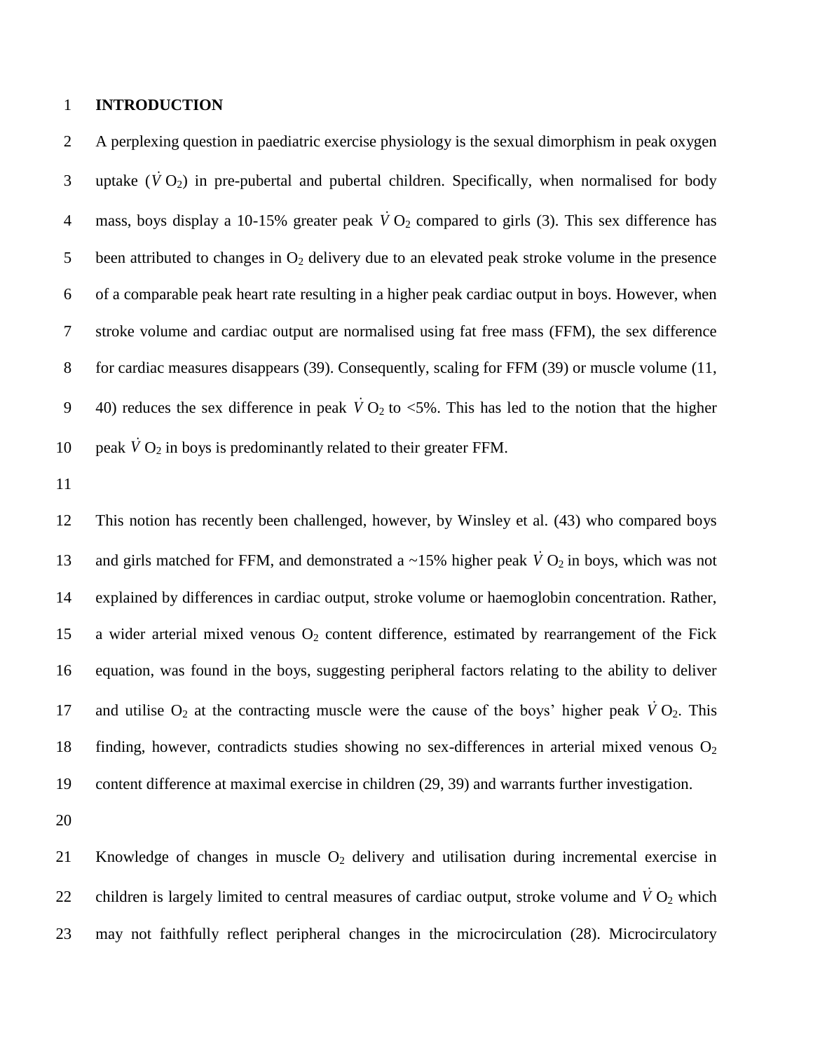# INTRODUCTION

A perplexing question in paediatric exercise physiology is the sexual dimorphism in peak oxygen uptake ($\dot{V}O_2$) in pre-pubertal and pubertal children. Specifically, when normalised for body mass, boys display a 10-15% greater peak $\dot{V}O_2$ compared to girls (3). This sex difference has been attributed to changes in $O_2$ delivery due to an elevated peak stroke volume in the presence of a comparable peak heart rate resulting in a higher peak cardiac output in boys. However, when stroke volume and cardiac output are normalised using fat free mass (FFM), the sex difference for cardiac measures disappears (39). Consequently, scaling for FFM (39) or muscle volume (11, 40) reduces the sex difference in peak $\dot{V}O_2$ to <5%. This has led to the notion that the higher peak $\dot{V}O_2$ in boys is predominantly related to their greater FFM.

This notion has recently been challenged, however, by Winsley et al. (43) who compared boys and girls matched for FFM, and demonstrated a ~15% higher peak $\dot{V}O_2$ in boys, which was not explained by differences in cardiac output, stroke volume or haemoglobin concentration. Rather, a wider arterial mixed venous $O_2$ content difference, estimated by rearrangement of the Fick equation, was found in the boys, suggesting peripheral factors relating to the ability to deliver and utilise $O_2$ at the contracting muscle were the cause of the boys' higher peak $\dot{V}O_2$. This finding, however, contradicts studies showing no sex-differences in arterial mixed venous $O_2$ content difference at maximal exercise in children (29, 39) and warrants further investigation.

Knowledge of changes in muscle $O_2$ delivery and utilisation during incremental exercise in children is largely limited to central measures of cardiac output, stroke volume and $\dot{V}O_2$ which may not faithfully reflect peripheral changes in the microcirculation (28). Microcirculatory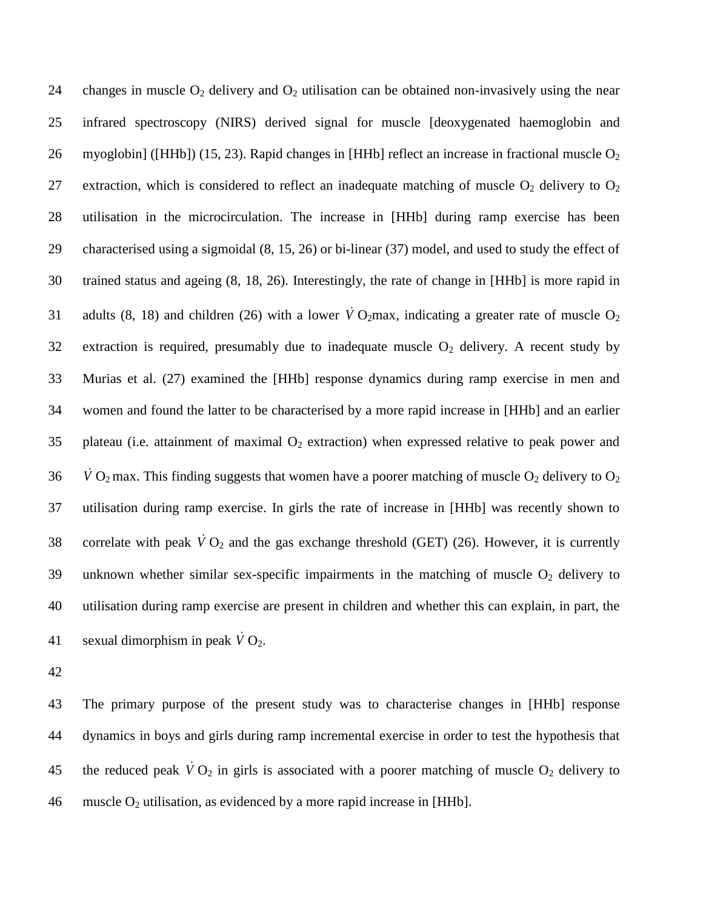changes in muscle $O_2$ delivery and $O_2$ utilisation can be obtained non-invasively using the near infrared spectroscopy (NIRS) derived signal for muscle [deoxygenated haemoglobin and myoglobin] ([HHb]) (15, 23). Rapid changes in [HHb] reflect an increase in fractional muscle $O_2$ extraction, which is considered to reflect an inadequate matching of muscle $O_2$ delivery to $O_2$ utilisation in the microcirculation. The increase in [HHb] during ramp exercise has been characterised using a sigmoidal (8, 15, 26) or bi-linear (37) model, and used to study the effect of trained status and ageing (8, 18, 26). Interestingly, the rate of change in [HHb] is more rapid in adults (8, 18) and children (26) with a lower $\dot{V}O_2$max, indicating a greater rate of muscle $O_2$ extraction is required, presumably due to inadequate muscle $O_2$ delivery. A recent study by Murias et al. (27) examined the [HHb] response dynamics during ramp exercise in men and women and found the latter to be characterised by a more rapid increase in [HHb] and an earlier plateau (i.e. attainment of maximal $O_2$ extraction) when expressed relative to peak power and $\dot{V}O_2$ max. This finding suggests that women have a poorer matching of muscle $O_2$ delivery to $O_2$ utilisation during ramp exercise. In girls the rate of increase in [HHb] was recently shown to correlate with peak $\dot{V}O_2$ and the gas exchange threshold (GET) (26). However, it is currently unknown whether similar sex-specific impairments in the matching of muscle $O_2$ delivery to utilisation during ramp exercise are present in children and whether this can explain, in part, the sexual dimorphism in peak $\dot{V}O_2$.

The primary purpose of the present study was to characterise changes in [HHb] response dynamics in boys and girls during ramp incremental exercise in order to test the hypothesis that the reduced peak $\dot{V}O_2$ in girls is associated with a poorer matching of muscle $O_2$ delivery to muscle $O_2$ utilisation, as evidenced by a more rapid increase in [HHb].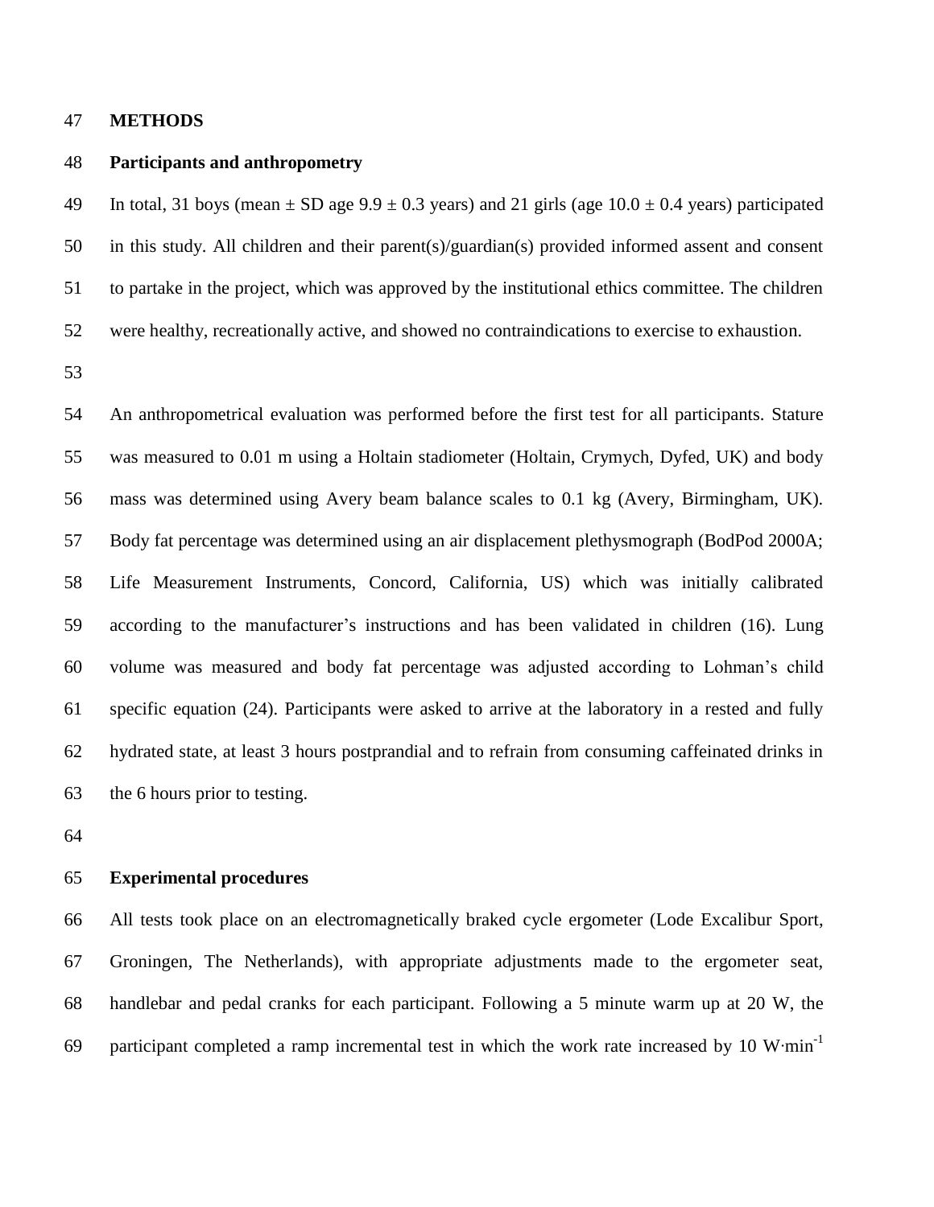## METHODS

### Participants and anthropometry

In total, 31 boys (mean ± SD age 9.9 ± 0.3 years) and 21 girls (age 10.0 ± 0.4 years) participated in this study. All children and their parent(s)/guardian(s) provided informed assent and consent to partake in the project, which was approved by the institutional ethics committee. The children were healthy, recreationally active, and showed no contraindications to exercise to exhaustion.

An anthropometrical evaluation was performed before the first test for all participants. Stature was measured to 0.01 m using a Holtain stadiometer (Holtain, Crymych, Dyfed, UK) and body mass was determined using Avery beam balance scales to 0.1 kg (Avery, Birmingham, UK). Body fat percentage was determined using an air displacement plethysmograph (BodPod 2000A; Life Measurement Instruments, Concord, California, US) which was initially calibrated according to the manufacturer's instructions and has been validated in children (16). Lung volume was measured and body fat percentage was adjusted according to Lohman's child specific equation (24). Participants were asked to arrive at the laboratory in a rested and fully hydrated state, at least 3 hours postprandial and to refrain from consuming caffeinated drinks in the 6 hours prior to testing.

### Experimental procedures

All tests took place on an electromagnetically braked cycle ergometer (Lode Excalibur Sport, Groningen, The Netherlands), with appropriate adjustments made to the ergometer seat, handlebar and pedal cranks for each participant. Following a 5 minute warm up at 20 W, the participant completed a ramp incremental test in which the work rate increased by 10 $W \cdot min^{-1}$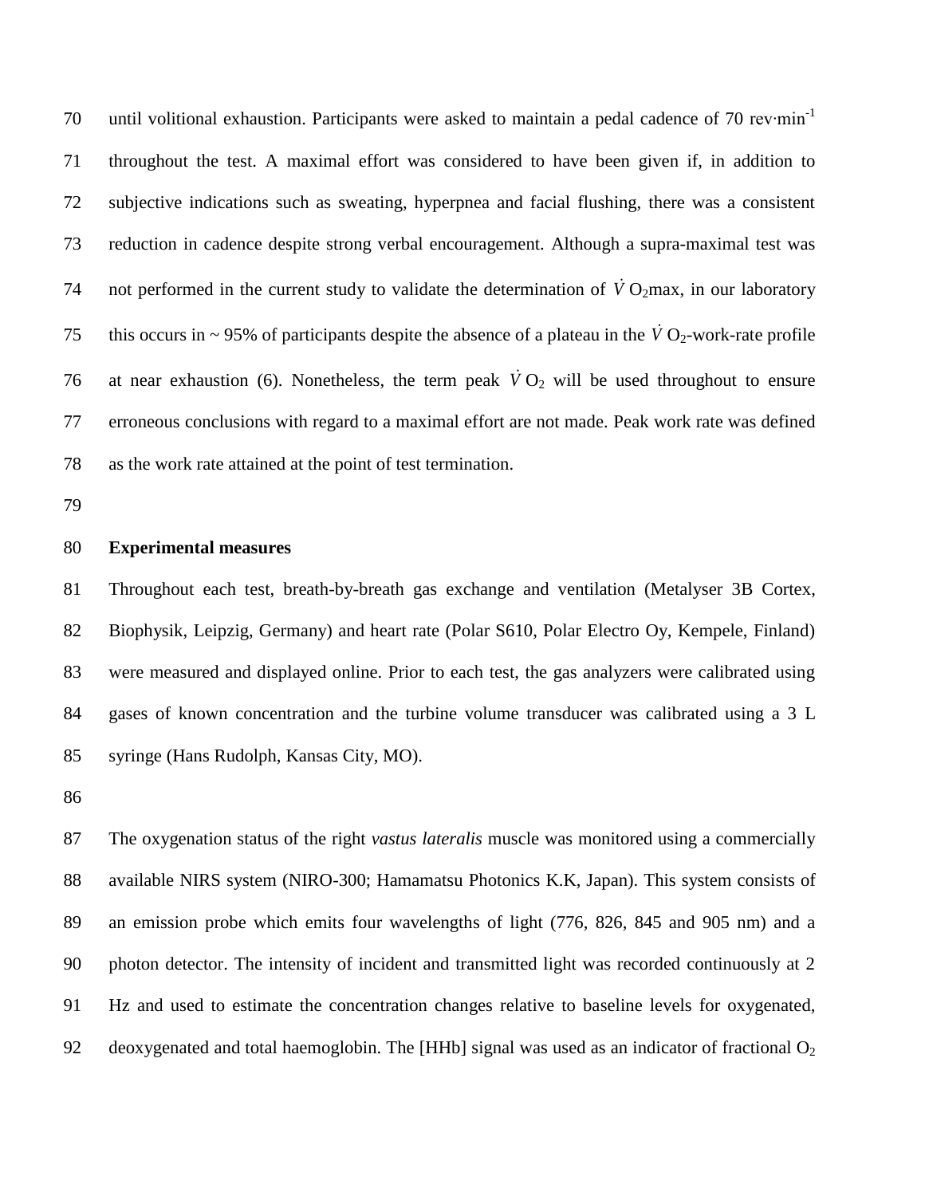until volitional exhaustion. Participants were asked to maintain a pedal cadence of 70 rev·min$^{-1}$ throughout the test. A maximal effort was considered to have been given if, in addition to subjective indications such as sweating, hyperpnea and facial flushing, there was a consistent reduction in cadence despite strong verbal encouragement. Although a supra-maximal test was not performed in the current study to validate the determination of $\dot{V}O_2$max, in our laboratory this occurs in ~ 95% of participants despite the absence of a plateau in the $\dot{V}O_2$-work-rate profile at near exhaustion (6). Nonetheless, the term peak $\dot{V}O_2$ will be used throughout to ensure erroneous conclusions with regard to a maximal effort are not made. Peak work rate was defined as the work rate attained at the point of test termination.

**Experimental measures**

Throughout each test, breath-by-breath gas exchange and ventilation (Metalyser 3B Cortex, Biophysik, Leipzig, Germany) and heart rate (Polar S610, Polar Electro Oy, Kempele, Finland) were measured and displayed online. Prior to each test, the gas analyzers were calibrated using gases of known concentration and the turbine volume transducer was calibrated using a 3 L syringe (Hans Rudolph, Kansas City, MO).

The oxygenation status of the right *vastus lateralis* muscle was monitored using a commercially available NIRS system (NIRO-300; Hamamatsu Photonics K.K, Japan). This system consists of an emission probe which emits four wavelengths of light (776, 826, 845 and 905 nm) and a photon detector. The intensity of incident and transmitted light was recorded continuously at 2 Hz and used to estimate the concentration changes relative to baseline levels for oxygenated, deoxygenated and total haemoglobin. The [HHb] signal was used as an indicator of fractional $O_2$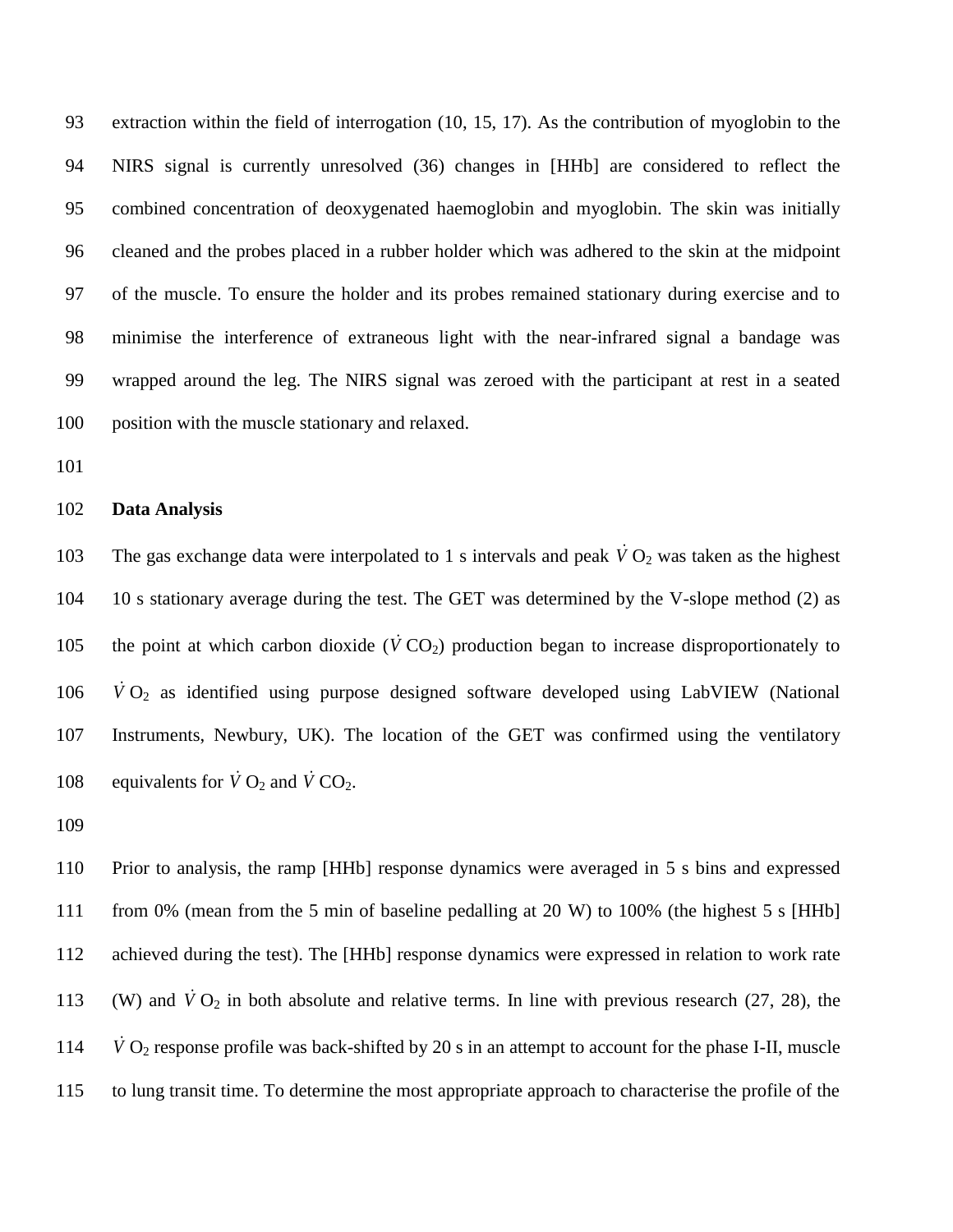extraction within the field of interrogation (10, 15, 17). As the contribution of myoglobin to the NIRS signal is currently unresolved (36) changes in [HHb] are considered to reflect the combined concentration of deoxygenated haemoglobin and myoglobin. The skin was initially cleaned and the probes placed in a rubber holder which was adhered to the skin at the midpoint of the muscle. To ensure the holder and its probes remained stationary during exercise and to minimise the interference of extraneous light with the near-infrared signal a bandage was wrapped around the leg. The NIRS signal was zeroed with the participant at rest in a seated position with the muscle stationary and relaxed.

**Data Analysis**

The gas exchange data were interpolated to 1 s intervals and peak $\dot{V}O_2$ was taken as the highest 10 s stationary average during the test. The GET was determined by the V-slope method (2) as the point at which carbon dioxide ($\dot{V}CO_2$) production began to increase disproportionately to $\dot{V}O_2$ as identified using purpose designed software developed using LabVIEW (National Instruments, Newbury, UK). The location of the GET was confirmed using the ventilatory equivalents for $\dot{V}O_2$ and $\dot{V}CO_2$.

Prior to analysis, the ramp [HHb] response dynamics were averaged in 5 s bins and expressed from 0% (mean from the 5 min of baseline pedalling at 20 W) to 100% (the highest 5 s [HHb] achieved during the test). The [HHb] response dynamics were expressed in relation to work rate (W) and $\dot{V}O_2$ in both absolute and relative terms. In line with previous research (27, 28), the $\dot{V}O_2$ response profile was back-shifted by 20 s in an attempt to account for the phase I-II, muscle to lung transit time. To determine the most appropriate approach to characterise the profile of the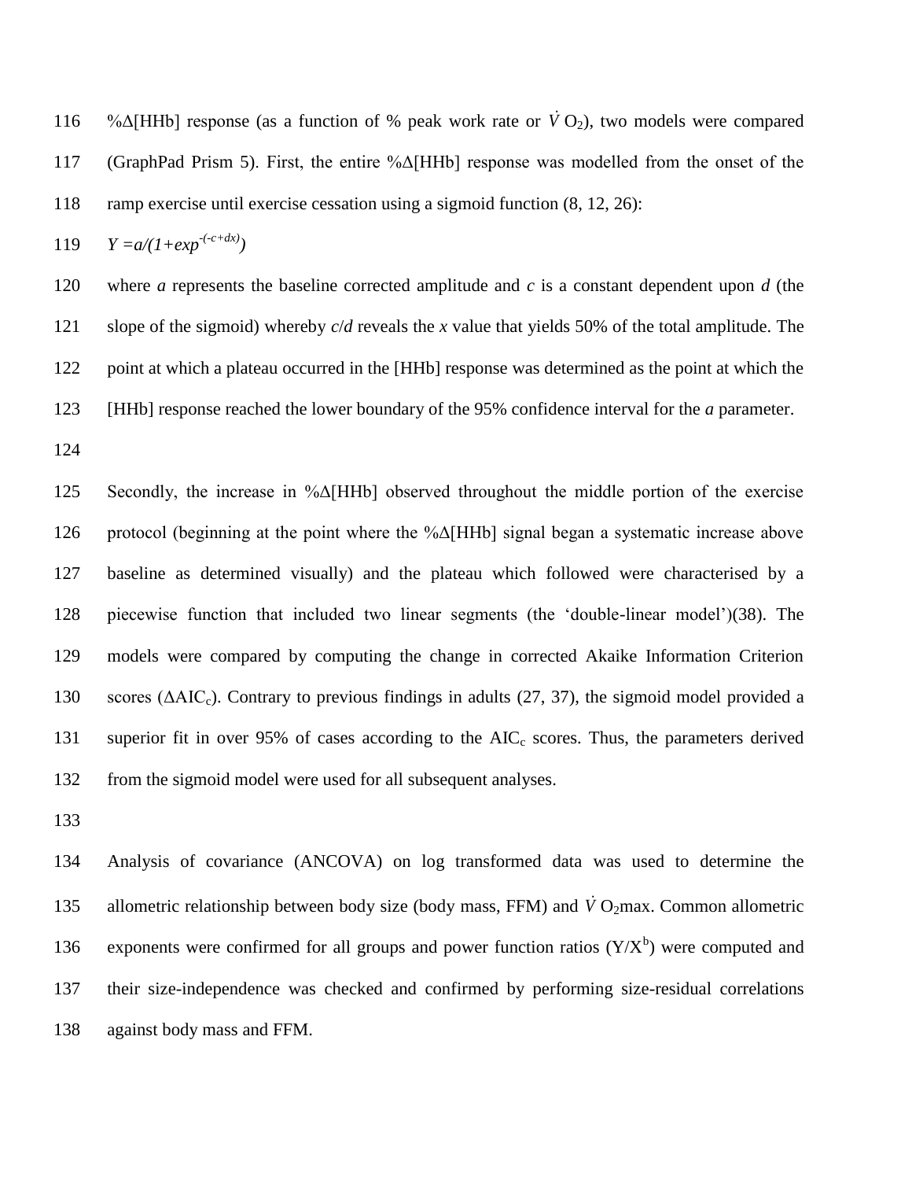%Δ[HHb] response (as a function of % peak work rate or $\dot{V}O_2$), two models were compared (GraphPad Prism 5). First, the entire %Δ[HHb] response was modelled from the onset of the ramp exercise until exercise cessation using a sigmoid function (8, 12, 26):

$$Y = a/(1+exp^{-(-c+dx)})$$

where *a* represents the baseline corrected amplitude and *c* is a constant dependent upon *d* (the slope of the sigmoid) whereby *c*/*d* reveals the *x* value that yields 50% of the total amplitude. The point at which a plateau occurred in the [HHb] response was determined as the point at which the [HHb] response reached the lower boundary of the 95% confidence interval for the *a* parameter.

Secondly, the increase in %Δ[HHb] observed throughout the middle portion of the exercise protocol (beginning at the point where the %Δ[HHb] signal began a systematic increase above baseline as determined visually) and the plateau which followed were characterised by a piecewise function that included two linear segments (the 'double-linear model')(38). The models were compared by computing the change in corrected Akaike Information Criterion scores ($\Delta AIC_c$). Contrary to previous findings in adults (27, 37), the sigmoid model provided a superior fit in over 95% of cases according to the $AIC_c$ scores. Thus, the parameters derived from the sigmoid model were used for all subsequent analyses.

Analysis of covariance (ANCOVA) on log transformed data was used to determine the allometric relationship between body size (body mass, FFM) and $\dot{V}O_2$max. Common allometric exponents were confirmed for all groups and power function ratios ($Y/X^b$) were computed and their size-independence was checked and confirmed by performing size-residual correlations against body mass and FFM.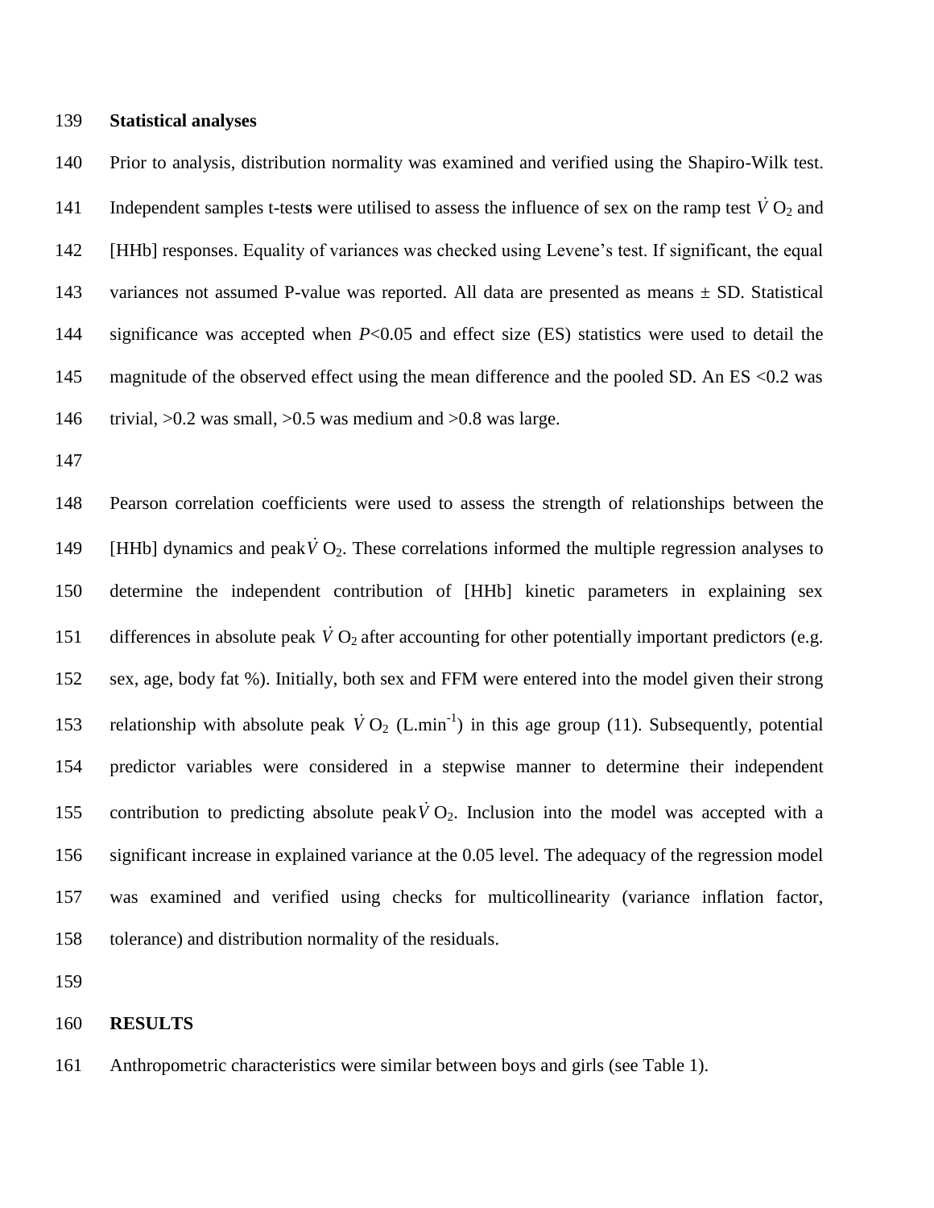## Statistical analyses

Prior to analysis, distribution normality was examined and verified using the Shapiro-Wilk test. Independent samples t-tests were utilised to assess the influence of sex on the ramp test $\dot{V}O_2$ and [HHb] responses. Equality of variances was checked using Levene's test. If significant, the equal variances not assumed P-value was reported. All data are presented as means ± SD. Statistical significance was accepted when $P<0.05$ and effect size (ES) statistics were used to detail the magnitude of the observed effect using the mean difference and the pooled SD. An ES <0.2 was trivial, >0.2 was small, >0.5 was medium and >0.8 was large.

Pearson correlation coefficients were used to assess the strength of relationships between the [HHb] dynamics and peak $\dot{V}O_2$. These correlations informed the multiple regression analyses to determine the independent contribution of [HHb] kinetic parameters in explaining sex differences in absolute peak $\dot{V}O_2$ after accounting for other potentially important predictors (e.g. sex, age, body fat %). Initially, both sex and FFM were entered into the model given their strong relationship with absolute peak $\dot{V}O_2$ (L.min$^{-1}$) in this age group (11). Subsequently, potential predictor variables were considered in a stepwise manner to determine their independent contribution to predicting absolute peak $\dot{V}O_2$. Inclusion into the model was accepted with a significant increase in explained variance at the 0.05 level. The adequacy of the regression model was examined and verified using checks for multicollinearity (variance inflation factor, tolerance) and distribution normality of the residuals.

## RESULTS

Anthropometric characteristics were similar between boys and girls (see Table 1).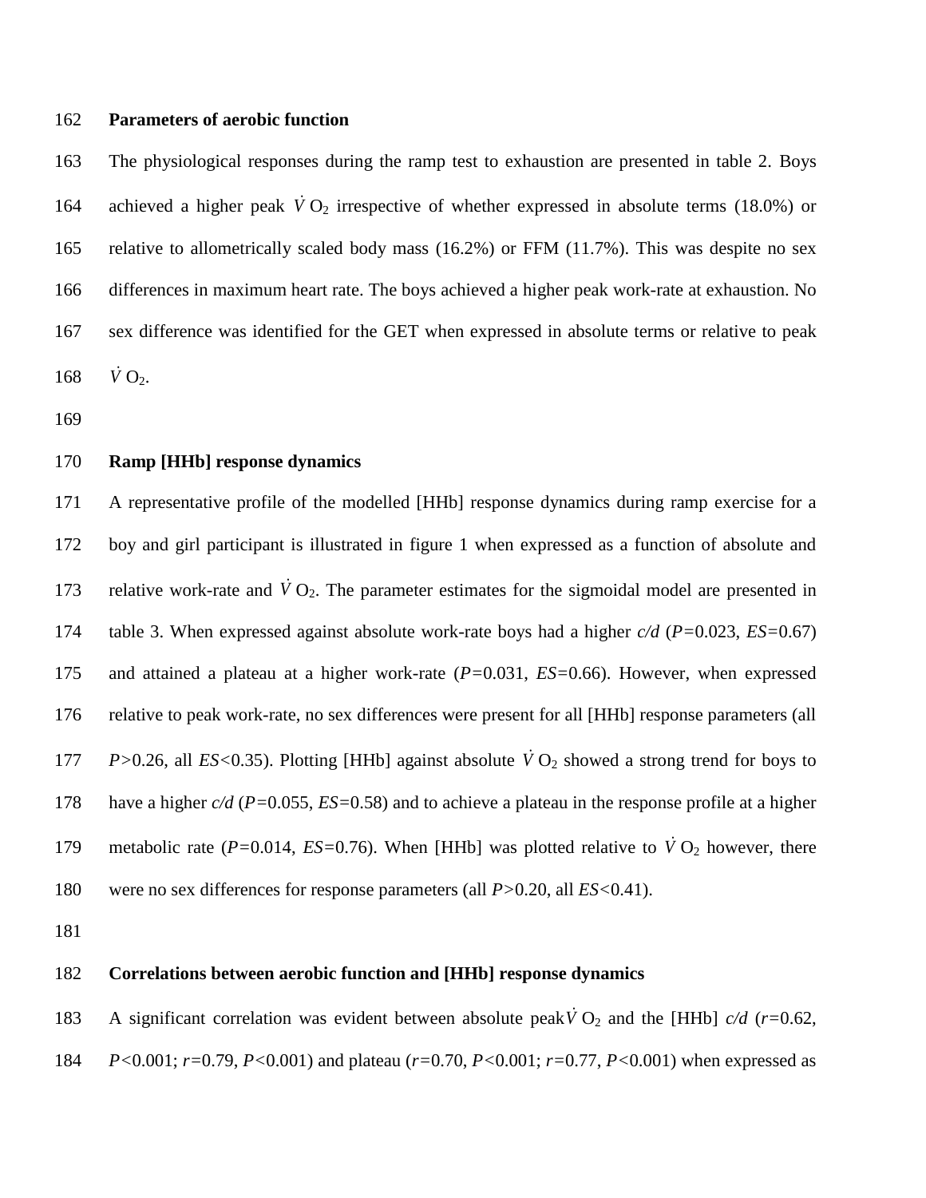**Parameters of aerobic function**

The physiological responses during the ramp test to exhaustion are presented in table 2. Boys achieved a higher peak $\dot{V}O_2$ irrespective of whether expressed in absolute terms (18.0%) or relative to allometrically scaled body mass (16.2%) or FFM (11.7%). This was despite no sex differences in maximum heart rate. The boys achieved a higher peak work-rate at exhaustion. No sex difference was identified for the GET when expressed in absolute terms or relative to peak $\dot{V}O_2$.

**Ramp [HHb] response dynamics**

A representative profile of the modelled [HHb] response dynamics during ramp exercise for a boy and girl participant is illustrated in figure 1 when expressed as a function of absolute and relative work-rate and $\dot{V}O_2$. The parameter estimates for the sigmoidal model are presented in table 3. When expressed against absolute work-rate boys had a higher *c/d* ($P$=0.023, $ES$=0.67) and attained a plateau at a higher work-rate ($P$=0.031, $ES$=0.66). However, when expressed relative to peak work-rate, no sex differences were present for all [HHb] response parameters (all $P$>0.26, all $ES$<0.35). Plotting [HHb] against absolute $\dot{V}O_2$ showed a strong trend for boys to have a higher *c/d* ($P$=0.055, $ES$=0.58) and to achieve a plateau in the response profile at a higher metabolic rate ($P$=0.014, $ES$=0.76). When [HHb] was plotted relative to $\dot{V}O_2$ however, there were no sex differences for response parameters (all $P$>0.20, all $ES$<0.41).

**Correlations between aerobic function and [HHb] response dynamics**

A significant correlation was evident between absolute peak $\dot{V}O_2$ and the [HHb] *c/d* ($r$=0.62, $P$<0.001; $r$=0.79, $P$<0.001) and plateau ($r$=0.70, $P$<0.001; $r$=0.77, $P$<0.001) when expressed as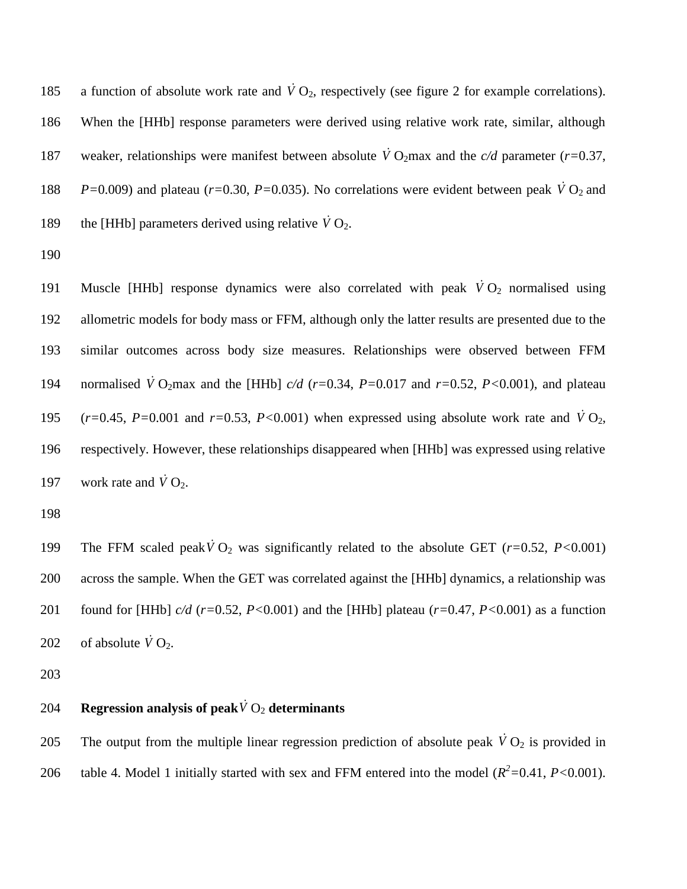a function of absolute work rate and $\dot{V}O_2$, respectively (see figure 2 for example correlations). When the [HHb] response parameters were derived using relative work rate, similar, although weaker, relationships were manifest between absolute $\dot{V}O_2$max and the *c/d* parameter ($r$=0.37, $P$=0.009) and plateau ($r$=0.30, $P$=0.035). No correlations were evident between peak $\dot{V}O_2$ and the [HHb] parameters derived using relative $\dot{V}O_2$.

Muscle [HHb] response dynamics were also correlated with peak $\dot{V}O_2$ normalised using allometric models for body mass or FFM, although only the latter results are presented due to the similar outcomes across body size measures. Relationships were observed between FFM normalised $\dot{V}O_2$max and the [HHb] *c/d* ($r$=0.34, $P$=0.017 and $r$=0.52, $P$<0.001), and plateau ($r$=0.45, $P$=0.001 and $r$=0.53, $P$<0.001) when expressed using absolute work rate and $\dot{V}O_2$, respectively. However, these relationships disappeared when [HHb] was expressed using relative work rate and $\dot{V}O_2$.

The FFM scaled peak $\dot{V}O_2$ was significantly related to the absolute GET ($r$=0.52, $P$<0.001) across the sample. When the GET was correlated against the [HHb] dynamics, a relationship was found for [HHb] *c/d* ($r$=0.52, $P$<0.001) and the [HHb] plateau ($r$=0.47, $P$<0.001) as a function of absolute $\dot{V}O_2$.

**Regression analysis of peak $\dot{V}O_2$ determinants**

The output from the multiple linear regression prediction of absolute peak $\dot{V}O_2$ is provided in table 4. Model 1 initially started with sex and FFM entered into the model ($R^2$=0.41, $P$<0.001).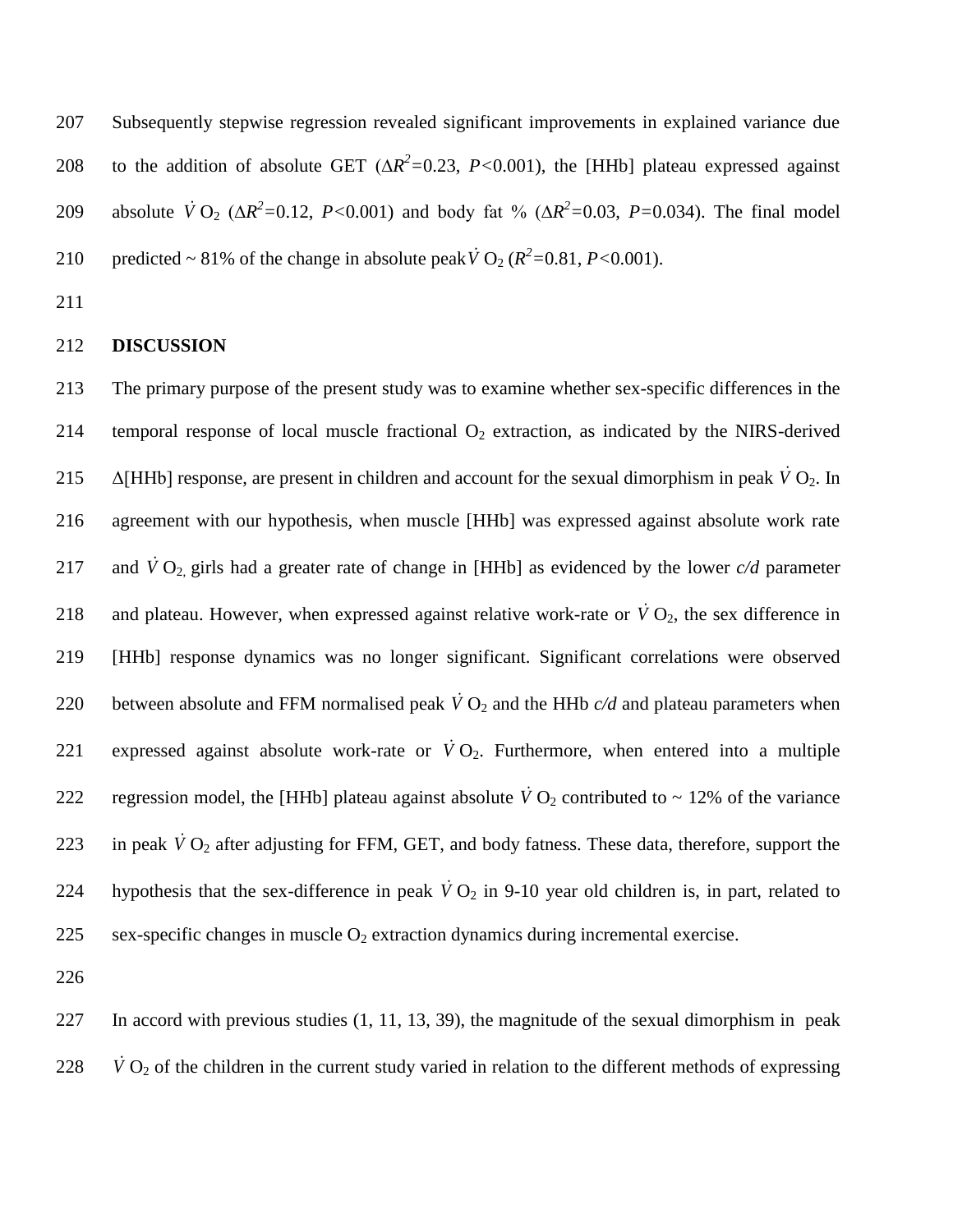Subsequently stepwise regression revealed significant improvements in explained variance due to the addition of absolute GET ($\Delta R^2$=0.23, $P$<0.001), the [HHb] plateau expressed against absolute $\dot{V}O_2$ ($\Delta R^2$=0.12, $P$<0.001) and body fat % ($\Delta R^2$=0.03, $P$=0.034). The final model predicted ~ 81% of the change in absolute peak $\dot{V}O_2$ ($R^2$=0.81, $P$<0.001).

## DISCUSSION

The primary purpose of the present study was to examine whether sex-specific differences in the temporal response of local muscle fractional $O_2$ extraction, as indicated by the NIRS-derived $\Delta$[HHb] response, are present in children and account for the sexual dimorphism in peak $\dot{V}O_2$. In agreement with our hypothesis, when muscle [HHb] was expressed against absolute work rate and $\dot{V}O_2$, girls had a greater rate of change in [HHb] as evidenced by the lower *c/d* parameter and plateau. However, when expressed against relative work-rate or $\dot{V}O_2$, the sex difference in [HHb] response dynamics was no longer significant. Significant correlations were observed between absolute and FFM normalised peak $\dot{V}O_2$ and the HHb *c/d* and plateau parameters when expressed against absolute work-rate or $\dot{V}O_2$. Furthermore, when entered into a multiple regression model, the [HHb] plateau against absolute $\dot{V}O_2$ contributed to ~ 12% of the variance in peak $\dot{V}O_2$ after adjusting for FFM, GET, and body fatness. These data, therefore, support the hypothesis that the sex-difference in peak $\dot{V}O_2$ in 9-10 year old children is, in part, related to sex-specific changes in muscle $O_2$ extraction dynamics during incremental exercise.

In accord with previous studies (1, 11, 13, 39), the magnitude of the sexual dimorphism in peak $\dot{V}O_2$ of the children in the current study varied in relation to the different methods of expressing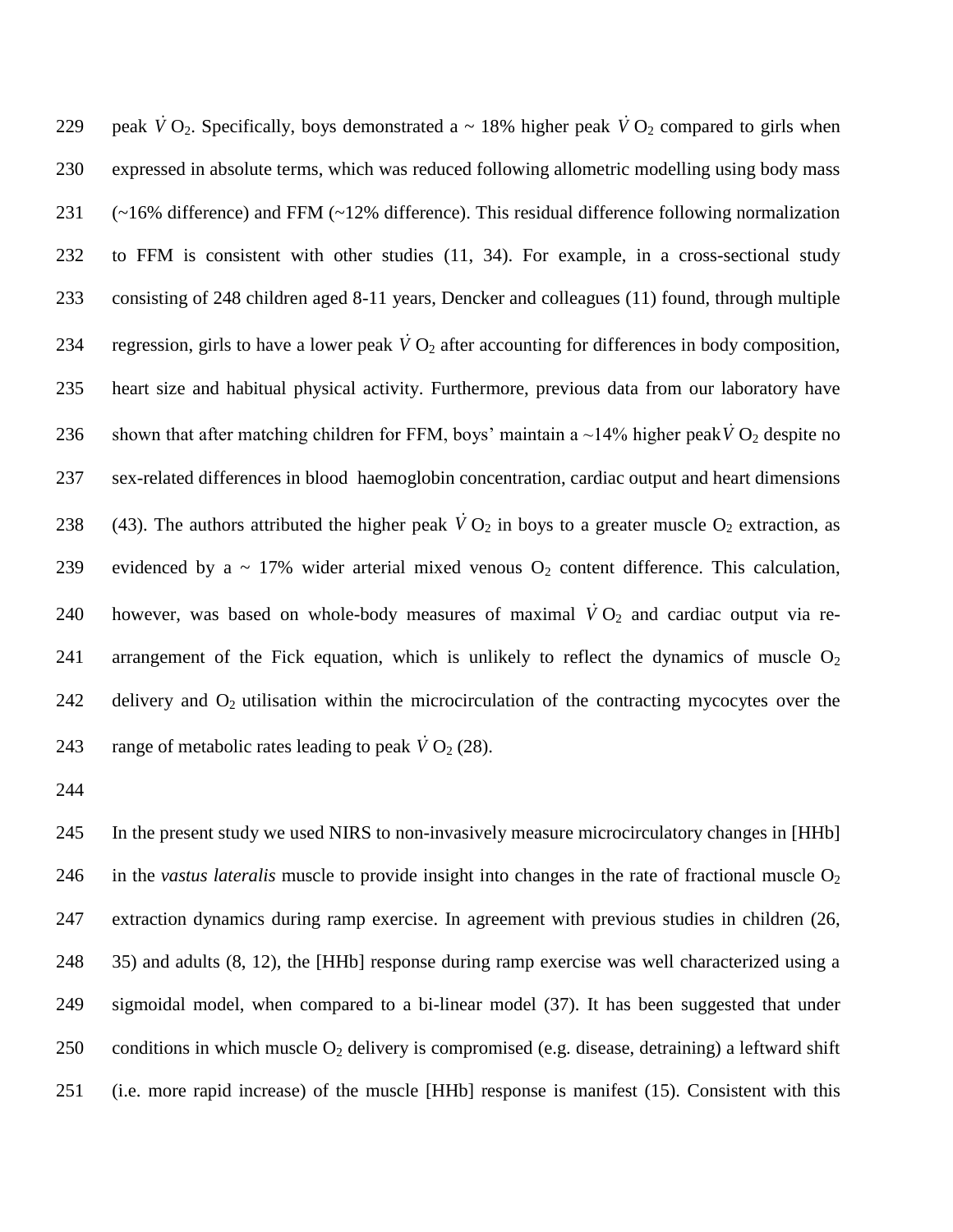peak $\dot{V}O_2$. Specifically, boys demonstrated a ~ 18% higher peak $\dot{V}O_2$ compared to girls when expressed in absolute terms, which was reduced following allometric modelling using body mass (~16% difference) and FFM (~12% difference). This residual difference following normalization to FFM is consistent with other studies (11, 34). For example, in a cross-sectional study consisting of 248 children aged 8-11 years, Dencker and colleagues (11) found, through multiple regression, girls to have a lower peak $\dot{V}O_2$ after accounting for differences in body composition, heart size and habitual physical activity. Furthermore, previous data from our laboratory have shown that after matching children for FFM, boys' maintain a ~14% higher peak $\dot{V}O_2$ despite no sex-related differences in blood haemoglobin concentration, cardiac output and heart dimensions (43). The authors attributed the higher peak $\dot{V}O_2$ in boys to a greater muscle $O_2$ extraction, as evidenced by a ~ 17% wider arterial mixed venous $O_2$ content difference. This calculation, however, was based on whole-body measures of maximal $\dot{V}O_2$ and cardiac output via re-arrangement of the Fick equation, which is unlikely to reflect the dynamics of muscle $O_2$ delivery and $O_2$ utilisation within the microcirculation of the contracting mycocytes over the range of metabolic rates leading to peak $\dot{V}O_2$ (28).

In the present study we used NIRS to non-invasively measure microcirculatory changes in [HHb] in the *vastus lateralis* muscle to provide insight into changes in the rate of fractional muscle $O_2$ extraction dynamics during ramp exercise. In agreement with previous studies in children (26, 35) and adults (8, 12), the [HHb] response during ramp exercise was well characterized using a sigmoidal model, when compared to a bi-linear model (37). It has been suggested that under conditions in which muscle $O_2$ delivery is compromised (e.g. disease, detraining) a leftward shift (i.e. more rapid increase) of the muscle [HHb] response is manifest (15). Consistent with this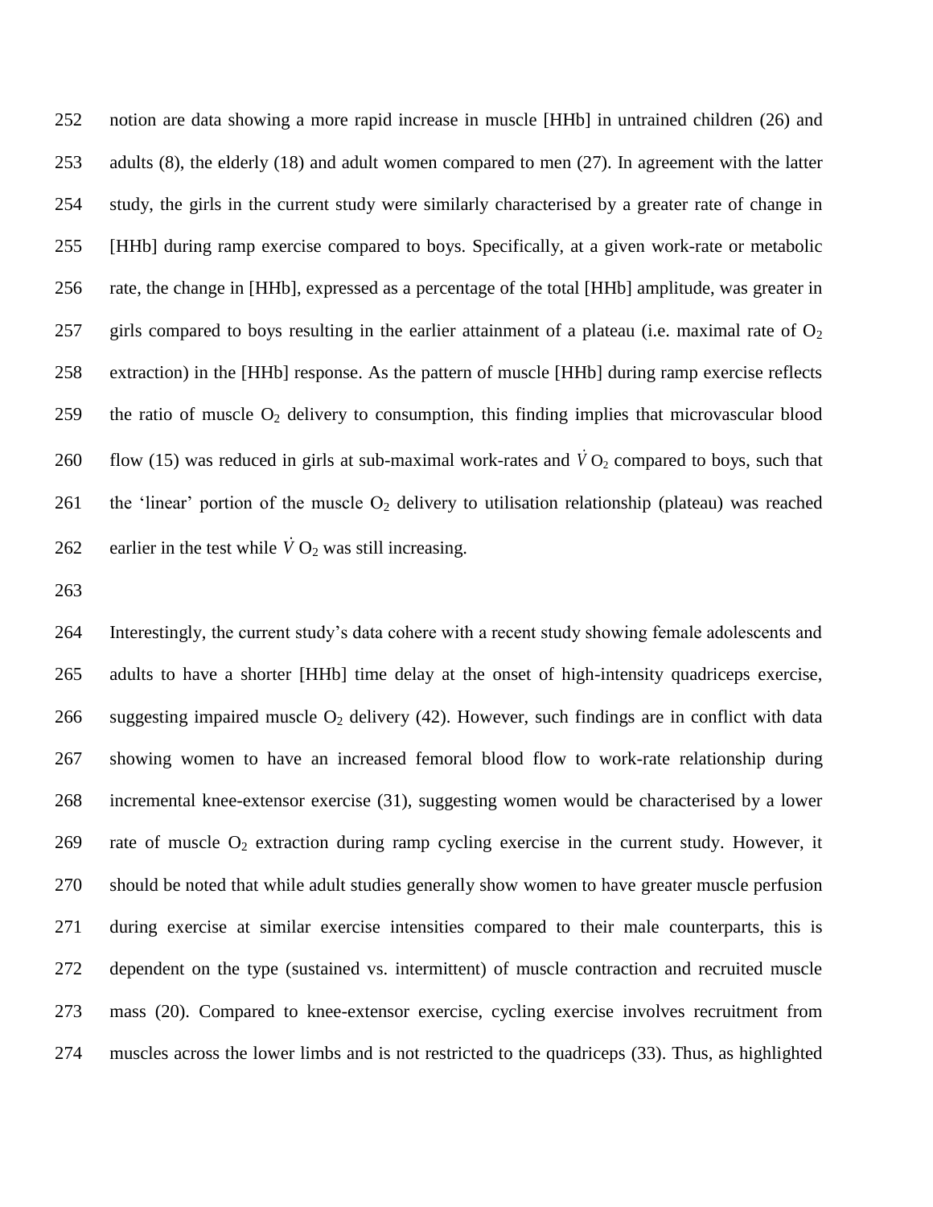notion are data showing a more rapid increase in muscle [HHb] in untrained children (26) and adults (8), the elderly (18) and adult women compared to men (27). In agreement with the latter study, the girls in the current study were similarly characterised by a greater rate of change in [HHb] during ramp exercise compared to boys. Specifically, at a given work-rate or metabolic rate, the change in [HHb], expressed as a percentage of the total [HHb] amplitude, was greater in girls compared to boys resulting in the earlier attainment of a plateau (i.e. maximal rate of $O_2$ extraction) in the [HHb] response. As the pattern of muscle [HHb] during ramp exercise reflects the ratio of muscle $O_2$ delivery to consumption, this finding implies that microvascular blood flow (15) was reduced in girls at sub-maximal work-rates and $\dot{V}O_2$ compared to boys, such that the 'linear' portion of the muscle $O_2$ delivery to utilisation relationship (plateau) was reached earlier in the test while $\dot{V}O_2$ was still increasing.

Interestingly, the current study's data cohere with a recent study showing female adolescents and adults to have a shorter [HHb] time delay at the onset of high-intensity quadriceps exercise, suggesting impaired muscle $O_2$ delivery (42). However, such findings are in conflict with data showing women to have an increased femoral blood flow to work-rate relationship during incremental knee-extensor exercise (31), suggesting women would be characterised by a lower rate of muscle $O_2$ extraction during ramp cycling exercise in the current study. However, it should be noted that while adult studies generally show women to have greater muscle perfusion during exercise at similar exercise intensities compared to their male counterparts, this is dependent on the type (sustained vs. intermittent) of muscle contraction and recruited muscle mass (20). Compared to knee-extensor exercise, cycling exercise involves recruitment from muscles across the lower limbs and is not restricted to the quadriceps (33). Thus, as highlighted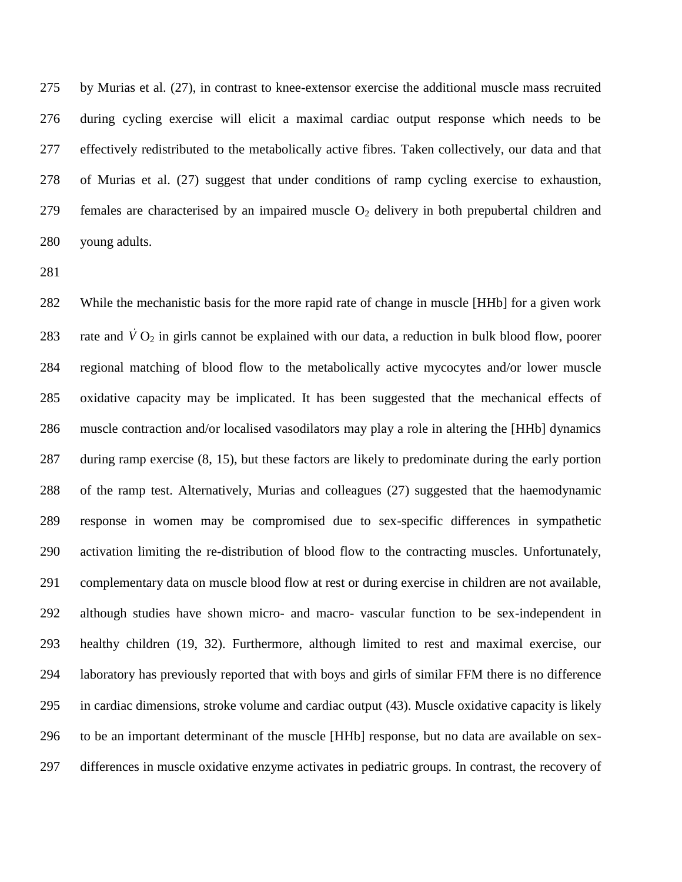by Murias et al. (27), in contrast to knee-extensor exercise the additional muscle mass recruited during cycling exercise will elicit a maximal cardiac output response which needs to be effectively redistributed to the metabolically active fibres. Taken collectively, our data and that of Murias et al. (27) suggest that under conditions of ramp cycling exercise to exhaustion, females are characterised by an impaired muscle $O_2$ delivery in both prepubertal children and young adults.

While the mechanistic basis for the more rapid rate of change in muscle [HHb] for a given work rate and $\dot{V}O_2$ in girls cannot be explained with our data, a reduction in bulk blood flow, poorer regional matching of blood flow to the metabolically active mycocytes and/or lower muscle oxidative capacity may be implicated. It has been suggested that the mechanical effects of muscle contraction and/or localised vasodilators may play a role in altering the [HHb] dynamics during ramp exercise (8, 15), but these factors are likely to predominate during the early portion of the ramp test. Alternatively, Murias and colleagues (27) suggested that the haemodynamic response in women may be compromised due to sex-specific differences in sympathetic activation limiting the re-distribution of blood flow to the contracting muscles. Unfortunately, complementary data on muscle blood flow at rest or during exercise in children are not available, although studies have shown micro- and macro- vascular function to be sex-independent in healthy children (19, 32). Furthermore, although limited to rest and maximal exercise, our laboratory has previously reported that with boys and girls of similar FFM there is no difference in cardiac dimensions, stroke volume and cardiac output (43). Muscle oxidative capacity is likely to be an important determinant of the muscle [HHb] response, but no data are available on sex-differences in muscle oxidative enzyme activates in pediatric groups. In contrast, the recovery of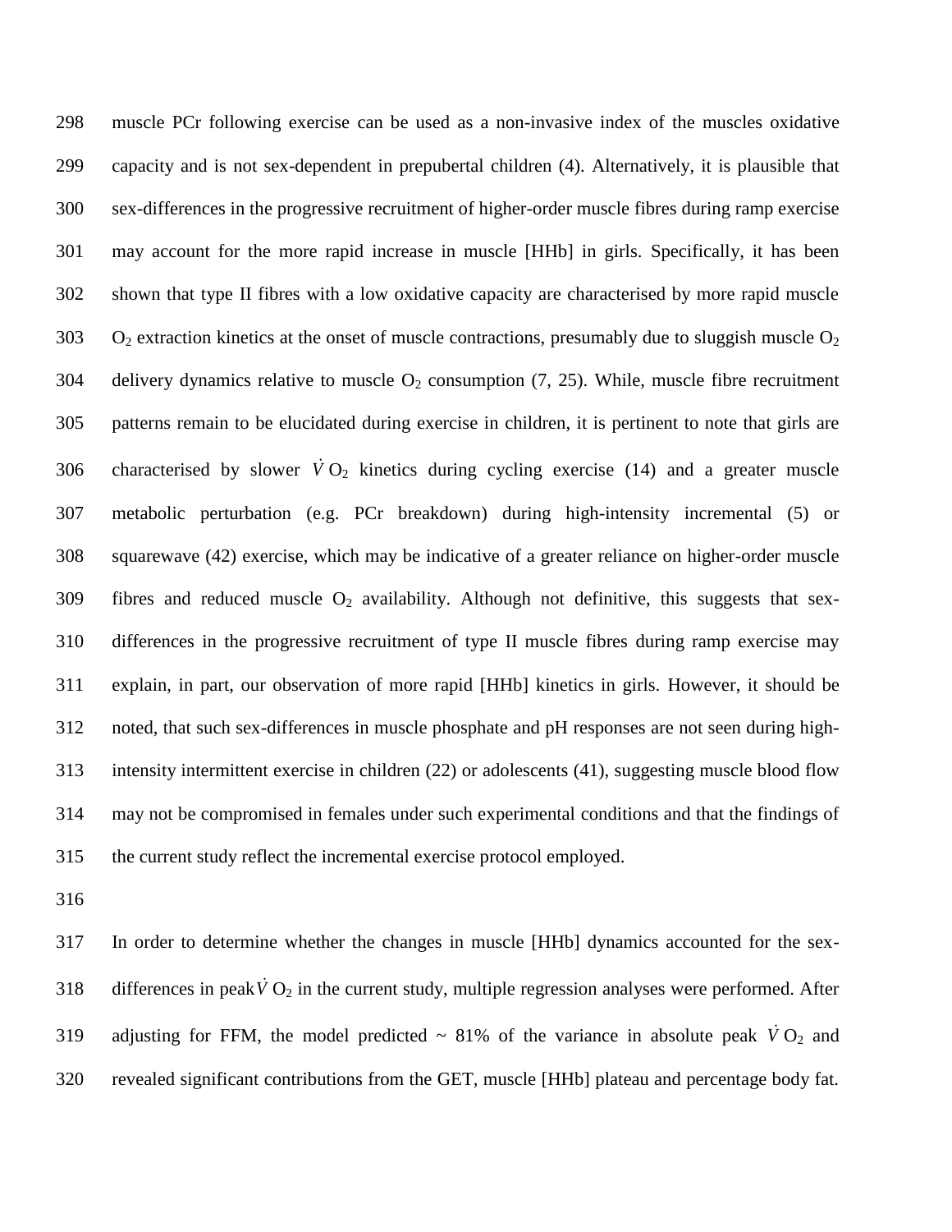muscle PCr following exercise can be used as a non-invasive index of the muscles oxidative capacity and is not sex-dependent in prepubertal children (4). Alternatively, it is plausible that sex-differences in the progressive recruitment of higher-order muscle fibres during ramp exercise may account for the more rapid increase in muscle [HHb] in girls. Specifically, it has been shown that type II fibres with a low oxidative capacity are characterised by more rapid muscle $O_2$ extraction kinetics at the onset of muscle contractions, presumably due to sluggish muscle $O_2$ delivery dynamics relative to muscle $O_2$ consumption (7, 25). While, muscle fibre recruitment patterns remain to be elucidated during exercise in children, it is pertinent to note that girls are characterised by slower $\dot{V}O_2$ kinetics during cycling exercise (14) and a greater muscle metabolic perturbation (e.g. PCr breakdown) during high-intensity incremental (5) or squarewave (42) exercise, which may be indicative of a greater reliance on higher-order muscle fibres and reduced muscle $O_2$ availability. Although not definitive, this suggests that sex-differences in the progressive recruitment of type II muscle fibres during ramp exercise may explain, in part, our observation of more rapid [HHb] kinetics in girls. However, it should be noted, that such sex-differences in muscle phosphate and pH responses are not seen during high-intensity intermittent exercise in children (22) or adolescents (41), suggesting muscle blood flow may not be compromised in females under such experimental conditions and that the findings of the current study reflect the incremental exercise protocol employed.

In order to determine whether the changes in muscle [HHb] dynamics accounted for the sex-differences in peak $\dot{V}O_2$ in the current study, multiple regression analyses were performed. After adjusting for FFM, the model predicted ~ 81% of the variance in absolute peak $\dot{V}O_2$ and revealed significant contributions from the GET, muscle [HHb] plateau and percentage body fat.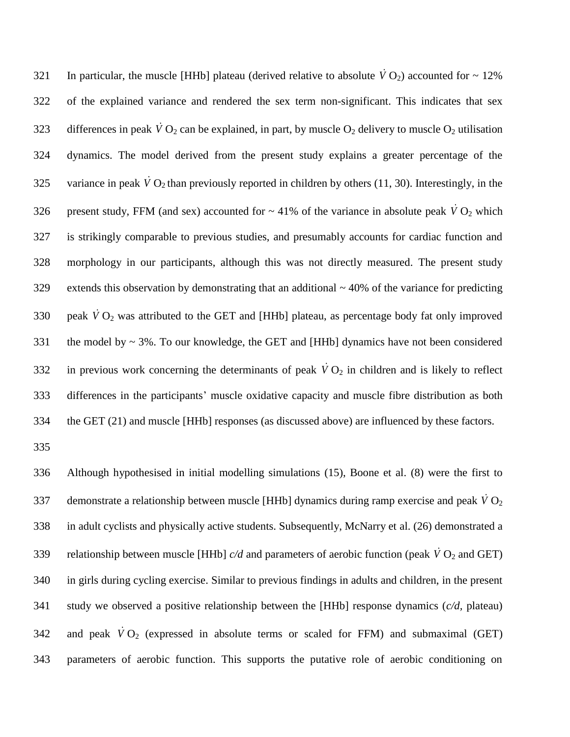In particular, the muscle [HHb] plateau (derived relative to absolute $\dot{V}O_2$) accounted for ~ 12% of the explained variance and rendered the sex term non-significant. This indicates that sex differences in peak $\dot{V}O_2$ can be explained, in part, by muscle $O_2$ delivery to muscle $O_2$ utilisation dynamics. The model derived from the present study explains a greater percentage of the variance in peak $\dot{V}O_2$ than previously reported in children by others (11, 30). Interestingly, in the present study, FFM (and sex) accounted for ~ 41% of the variance in absolute peak $\dot{V}O_2$ which is strikingly comparable to previous studies, and presumably accounts for cardiac function and morphology in our participants, although this was not directly measured. The present study extends this observation by demonstrating that an additional ~ 40% of the variance for predicting peak $\dot{V}O_2$ was attributed to the GET and [HHb] plateau, as percentage body fat only improved the model by ~ 3%. To our knowledge, the GET and [HHb] dynamics have not been considered in previous work concerning the determinants of peak $\dot{V}O_2$ in children and is likely to reflect differences in the participants' muscle oxidative capacity and muscle fibre distribution as both the GET (21) and muscle [HHb] responses (as discussed above) are influenced by these factors.

Although hypothesised in initial modelling simulations (15), Boone et al. (8) were the first to demonstrate a relationship between muscle [HHb] dynamics during ramp exercise and peak $\dot{V}O_2$ in adult cyclists and physically active students. Subsequently, McNarry et al. (26) demonstrated a relationship between muscle [HHb] *c/d* and parameters of aerobic function (peak $\dot{V}O_2$ and GET) in girls during cycling exercise. Similar to previous findings in adults and children, in the present study we observed a positive relationship between the [HHb] response dynamics (*c/d*, plateau) and peak $\dot{V}O_2$ (expressed in absolute terms or scaled for FFM) and submaximal (GET) parameters of aerobic function. This supports the putative role of aerobic conditioning on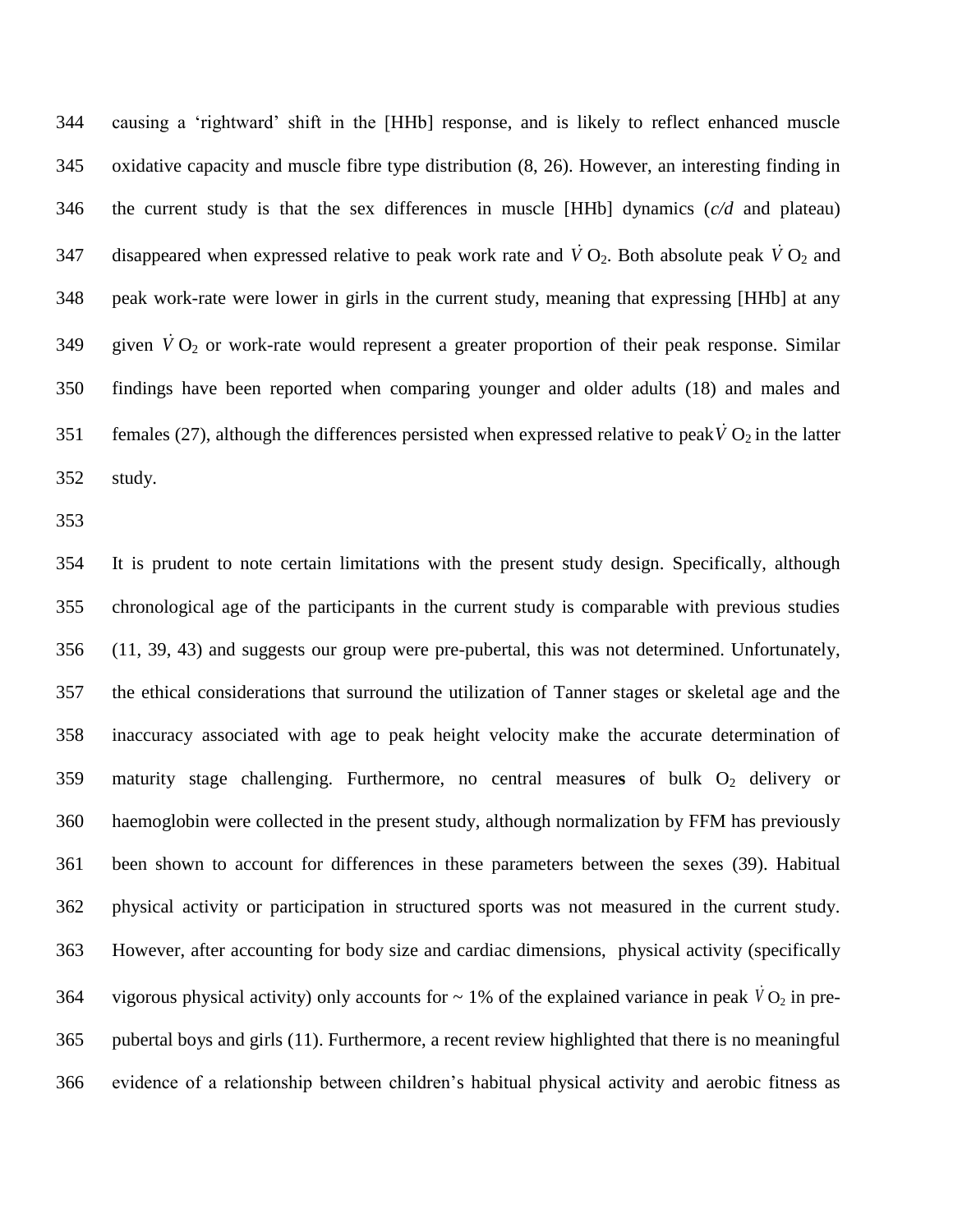causing a 'rightward' shift in the [HHb] response, and is likely to reflect enhanced muscle oxidative capacity and muscle fibre type distribution (8, 26). However, an interesting finding in the current study is that the sex differences in muscle [HHb] dynamics (*c/d* and plateau) disappeared when expressed relative to peak work rate and $\dot{V}O_2$. Both absolute peak $\dot{V}O_2$ and peak work-rate were lower in girls in the current study, meaning that expressing [HHb] at any given $\dot{V}O_2$ or work-rate would represent a greater proportion of their peak response. Similar findings have been reported when comparing younger and older adults (18) and males and females (27), although the differences persisted when expressed relative to peak $\dot{V}O_2$ in the latter study.

It is prudent to note certain limitations with the present study design. Specifically, although chronological age of the participants in the current study is comparable with previous studies (11, 39, 43) and suggests our group were pre-pubertal, this was not determined. Unfortunately, the ethical considerations that surround the utilization of Tanner stages or skeletal age and the inaccuracy associated with age to peak height velocity make the accurate determination of maturity stage challenging. Furthermore, no central measures of bulk $O_2$ delivery or haemoglobin were collected in the present study, although normalization by FFM has previously been shown to account for differences in these parameters between the sexes (39). Habitual physical activity or participation in structured sports was not measured in the current study. However, after accounting for body size and cardiac dimensions, physical activity (specifically vigorous physical activity) only accounts for ~ 1% of the explained variance in peak $\dot{V}O_2$ in pre-pubertal boys and girls (11). Furthermore, a recent review highlighted that there is no meaningful evidence of a relationship between children's habitual physical activity and aerobic fitness as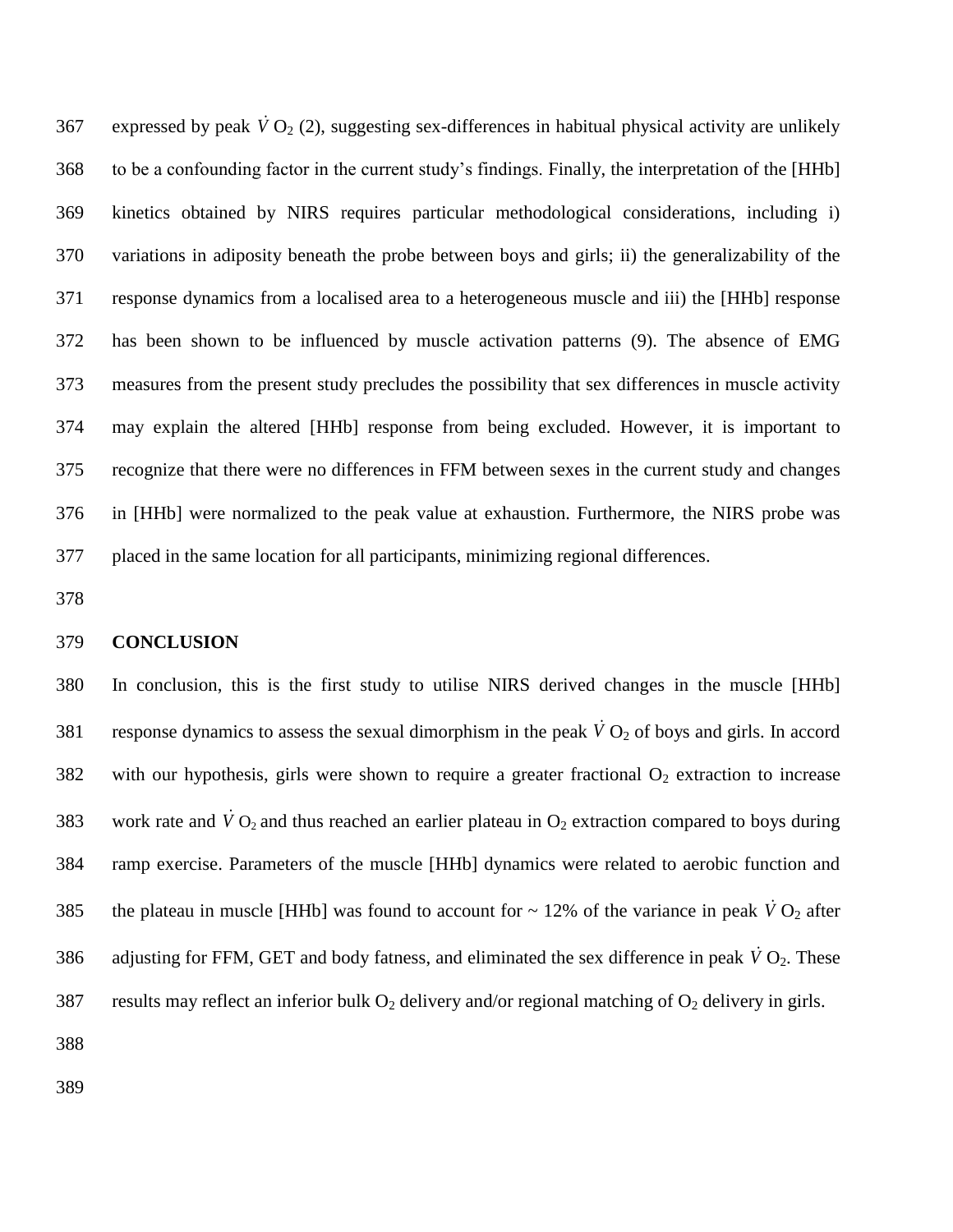expressed by peak $\dot{V}O_2$ (2), suggesting sex-differences in habitual physical activity are unlikely to be a confounding factor in the current study's findings. Finally, the interpretation of the [HHb] kinetics obtained by NIRS requires particular methodological considerations, including i) variations in adiposity beneath the probe between boys and girls; ii) the generalizability of the response dynamics from a localised area to a heterogeneous muscle and iii) the [HHb] response has been shown to be influenced by muscle activation patterns (9). The absence of EMG measures from the present study precludes the possibility that sex differences in muscle activity may explain the altered [HHb] response from being excluded. However, it is important to recognize that there were no differences in FFM between sexes in the current study and changes in [HHb] were normalized to the peak value at exhaustion. Furthermore, the NIRS probe was placed in the same location for all participants, minimizing regional differences.

## CONCLUSION

In conclusion, this is the first study to utilise NIRS derived changes in the muscle [HHb] response dynamics to assess the sexual dimorphism in the peak $\dot{V}O_2$ of boys and girls. In accord with our hypothesis, girls were shown to require a greater fractional $O_2$ extraction to increase work rate and $\dot{V}O_2$ and thus reached an earlier plateau in $O_2$ extraction compared to boys during ramp exercise. Parameters of the muscle [HHb] dynamics were related to aerobic function and the plateau in muscle [HHb] was found to account for ~ 12% of the variance in peak $\dot{V}O_2$ after adjusting for FFM, GET and body fatness, and eliminated the sex difference in peak $\dot{V}O_2$. These results may reflect an inferior bulk $O_2$ delivery and/or regional matching of $O_2$ delivery in girls.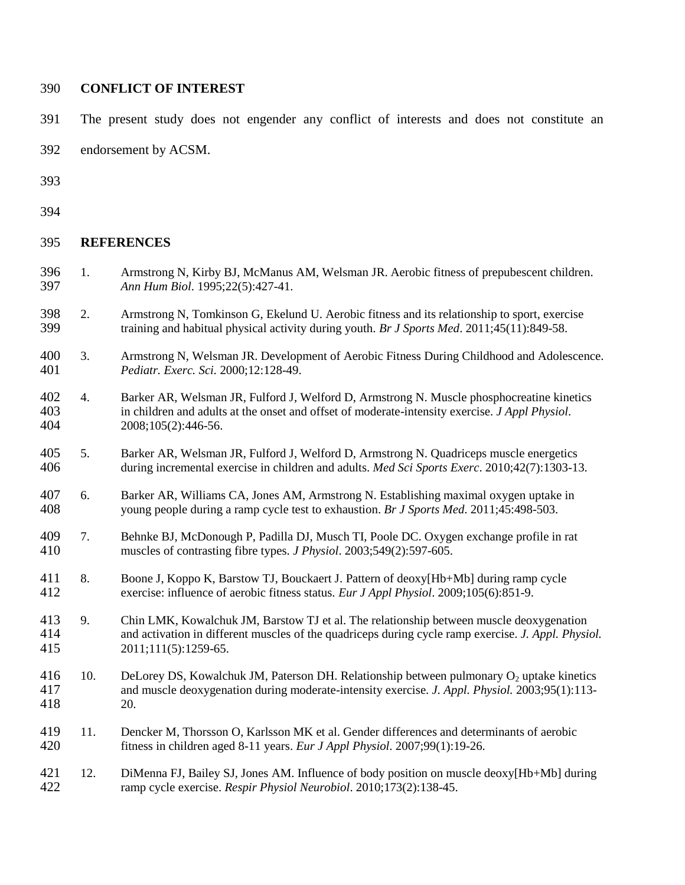## CONFLICT OF INTEREST

The present study does not engender any conflict of interests and does not constitute an endorsement by ACSM.

## REFERENCES

1. Armstrong N, Kirby BJ, McManus AM, Welsman JR. Aerobic fitness of prepubescent children. *Ann Hum Biol*. 1995;22(5):427-41.
2. Armstrong N, Tomkinson G, Ekelund U. Aerobic fitness and its relationship to sport, exercise training and habitual physical activity during youth. *Br J Sports Med*. 2011;45(11):849-58.
3. Armstrong N, Welsman JR. Development of Aerobic Fitness During Childhood and Adolescence. *Pediatr. Exerc. Sci.* 2000;12:128-49.
4. Barker AR, Welsman JR, Fulford J, Welford D, Armstrong N. Muscle phosphocreatine kinetics in children and adults at the onset and offset of moderate-intensity exercise. *J Appl Physiol*. 2008;105(2):446-56.
5. Barker AR, Welsman JR, Fulford J, Welford D, Armstrong N. Quadriceps muscle energetics during incremental exercise in children and adults. *Med Sci Sports Exerc*. 2010;42(7):1303-13.
6. Barker AR, Williams CA, Jones AM, Armstrong N. Establishing maximal oxygen uptake in young people during a ramp cycle test to exhaustion. *Br J Sports Med.* 2011;45:498-503.
7. Behnke BJ, McDonough P, Padilla DJ, Musch TI, Poole DC. Oxygen exchange profile in rat muscles of contrasting fibre types. *J Physiol*. 2003;549(2):597-605.
8. Boone J, Koppo K, Barstow TJ, Bouckaert J. Pattern of deoxy[Hb+Mb] during ramp cycle exercise: influence of aerobic fitness status. *Eur J Appl Physiol*. 2009;105(6):851-9.
9. Chin LMK, Kowalchuk JM, Barstow TJ et al. The relationship between muscle deoxygenation and activation in different muscles of the quadriceps during cycle ramp exercise. *J. Appl. Physiol.* 2011;111(5):1259-65.
10. DeLorey DS, Kowalchuk JM, Paterson DH. Relationship between pulmonary $O_2$ uptake kinetics and muscle deoxygenation during moderate-intensity exercise. *J. Appl. Physiol.* 2003;95(1):113-20.
11. Dencker M, Thorsson O, Karlsson MK et al. Gender differences and determinants of aerobic fitness in children aged 8-11 years. *Eur J Appl Physiol*. 2007;99(1):19-26.
12. DiMenna FJ, Bailey SJ, Jones AM. Influence of body position on muscle deoxy[Hb+Mb] during ramp cycle exercise. *Respir Physiol Neurobiol*. 2010;173(2):138-45.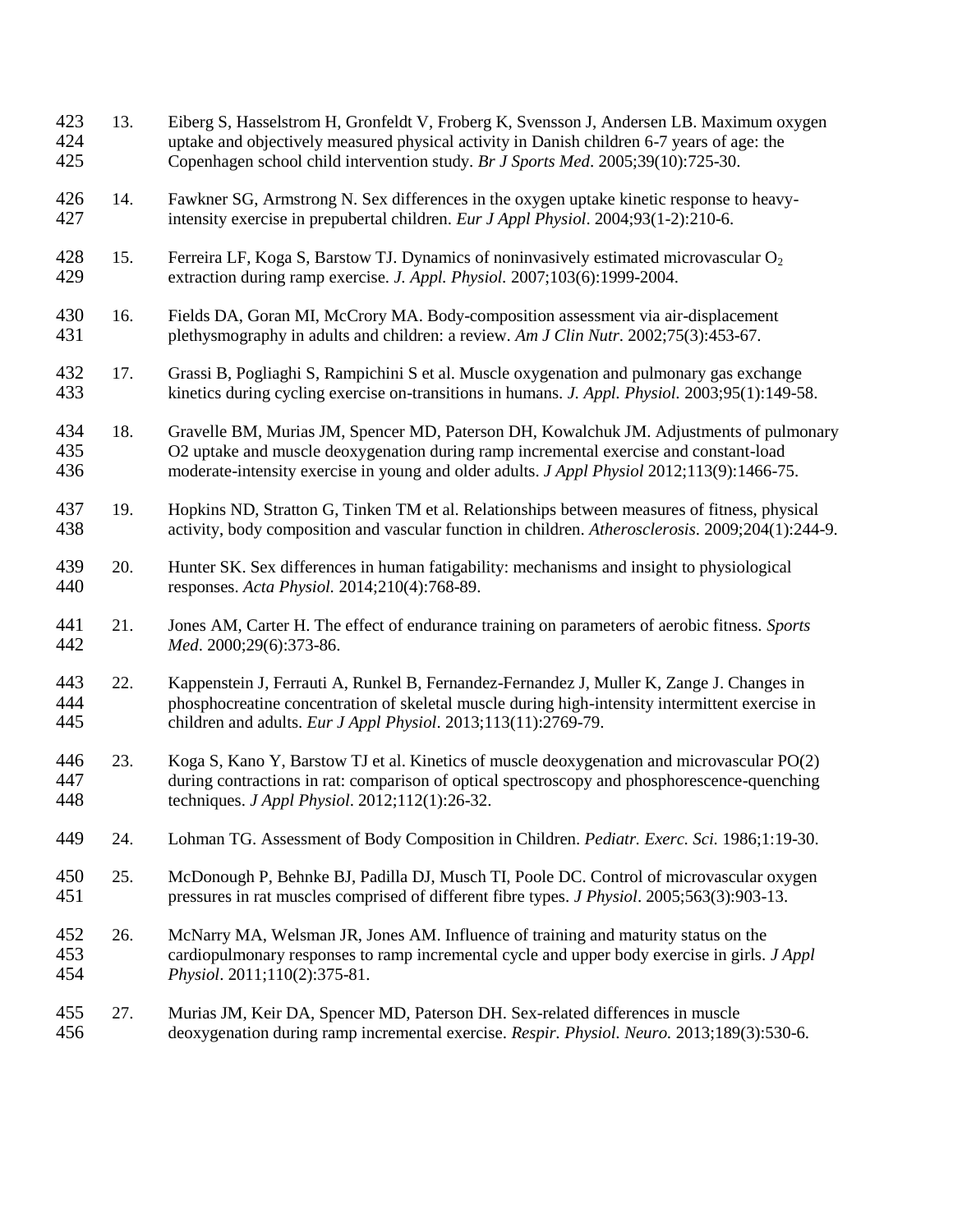13. Eiberg S, Hasselstrom H, Gronfeldt V, Froberg K, Svensson J, Andersen LB. Maximum oxygen uptake and objectively measured physical activity in Danish children 6-7 years of age: the Copenhagen school child intervention study. *Br J Sports Med*. 2005;39(10):725-30.

14. Fawkner SG, Armstrong N. Sex differences in the oxygen uptake kinetic response to heavy-intensity exercise in prepubertal children. *Eur J Appl Physiol*. 2004;93(1-2):210-6.

15. Ferreira LF, Koga S, Barstow TJ. Dynamics of noninvasively estimated microvascular $O_2$ extraction during ramp exercise. *J. Appl. Physiol.* 2007;103(6):1999-2004.

16. Fields DA, Goran MI, McCrory MA. Body-composition assessment via air-displacement plethysmography in adults and children: a review. *Am J Clin Nutr*. 2002;75(3):453-67.

17. Grassi B, Pogliaghi S, Rampichini S et al. Muscle oxygenation and pulmonary gas exchange kinetics during cycling exercise on-transitions in humans. *J. Appl. Physiol.* 2003;95(1):149-58.

18. Gravelle BM, Murias JM, Spencer MD, Paterson DH, Kowalchuk JM. Adjustments of pulmonary O2 uptake and muscle deoxygenation during ramp incremental exercise and constant-load moderate-intensity exercise in young and older adults. *J Appl Physiol* 2012;113(9):1466-75.

19. Hopkins ND, Stratton G, Tinken TM et al. Relationships between measures of fitness, physical activity, body composition and vascular function in children. *Atherosclerosis*. 2009;204(1):244-9.

20. Hunter SK. Sex differences in human fatigability: mechanisms and insight to physiological responses. *Acta Physiol.* 2014;210(4):768-89.

21. Jones AM, Carter H. The effect of endurance training on parameters of aerobic fitness. *Sports Med*. 2000;29(6):373-86.

22. Kappenstein J, Ferrauti A, Runkel B, Fernandez-Fernandez J, Muller K, Zange J. Changes in phosphocreatine concentration of skeletal muscle during high-intensity intermittent exercise in children and adults. *Eur J Appl Physiol*. 2013;113(11):2769-79.

23. Koga S, Kano Y, Barstow TJ et al. Kinetics of muscle deoxygenation and microvascular PO(2) during contractions in rat: comparison of optical spectroscopy and phosphorescence-quenching techniques. *J Appl Physiol*. 2012;112(1):26-32.

24. Lohman TG. Assessment of Body Composition in Children. *Pediatr. Exerc. Sci.* 1986;1:19-30.

25. McDonough P, Behnke BJ, Padilla DJ, Musch TI, Poole DC. Control of microvascular oxygen pressures in rat muscles comprised of different fibre types. *J Physiol*. 2005;563(3):903-13.

26. McNarry MA, Welsman JR, Jones AM. Influence of training and maturity status on the cardiopulmonary responses to ramp incremental cycle and upper body exercise in girls. *J Appl Physiol*. 2011;110(2):375-81.

27. Murias JM, Keir DA, Spencer MD, Paterson DH. Sex-related differences in muscle deoxygenation during ramp incremental exercise. *Respir. Physiol. Neuro.* 2013;189(3):530-6.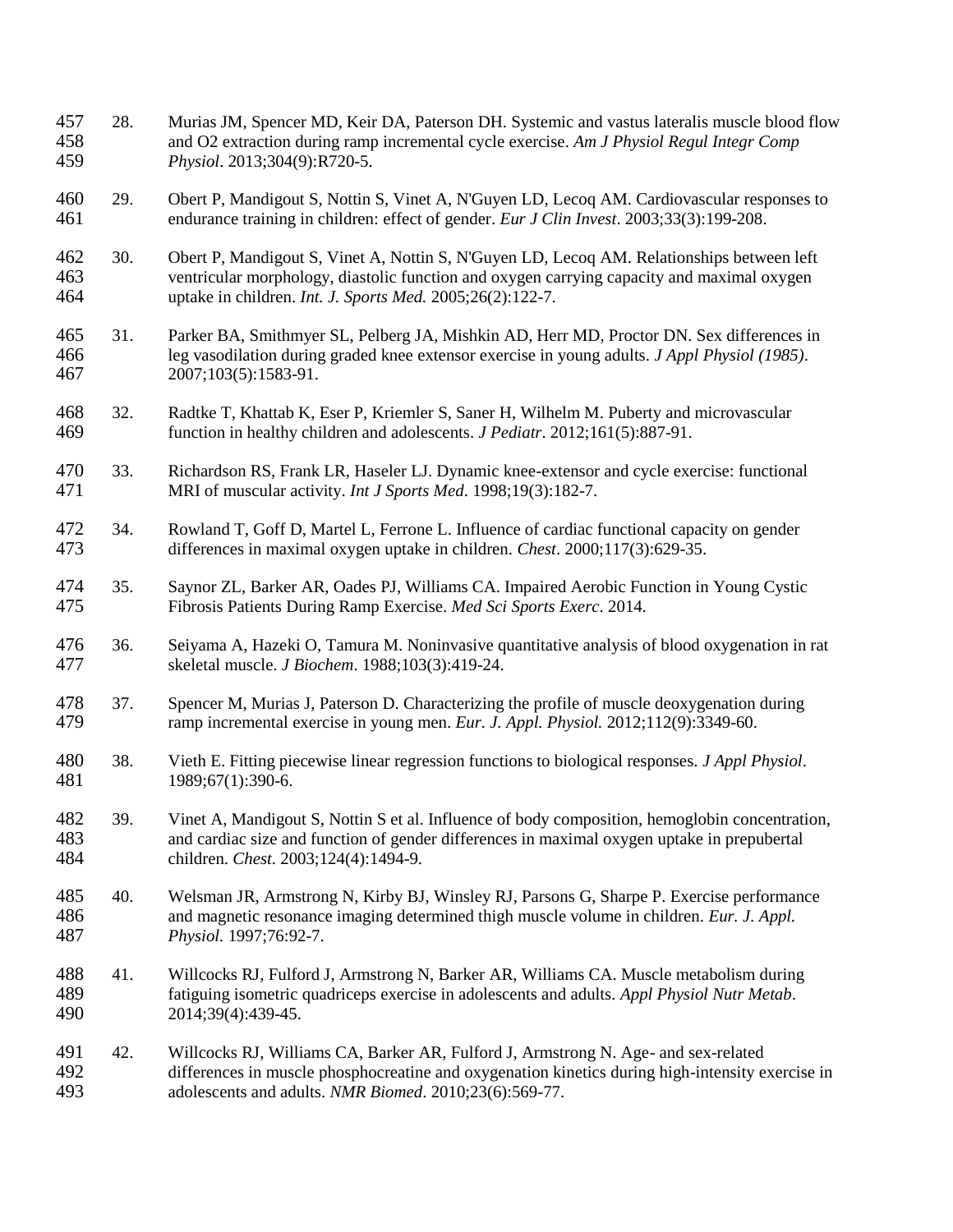28. Murias JM, Spencer MD, Keir DA, Paterson DH. Systemic and vastus lateralis muscle blood flow and O2 extraction during ramp incremental cycle exercise. *Am J Physiol Regul Integr Comp Physiol*. 2013;304(9):R720-5.

29. Obert P, Mandigout S, Nottin S, Vinet A, N'Guyen LD, Lecoq AM. Cardiovascular responses to endurance training in children: effect of gender. *Eur J Clin Invest*. 2003;33(3):199-208.

30. Obert P, Mandigout S, Vinet A, Nottin S, N'Guyen LD, Lecoq AM. Relationships between left ventricular morphology, diastolic function and oxygen carrying capacity and maximal oxygen uptake in children. *Int. J. Sports Med.* 2005;26(2):122-7.

31. Parker BA, Smithmyer SL, Pelberg JA, Mishkin AD, Herr MD, Proctor DN. Sex differences in leg vasodilation during graded knee extensor exercise in young adults. *J Appl Physiol (1985)*. 2007;103(5):1583-91.

32. Radtke T, Khattab K, Eser P, Kriemler S, Saner H, Wilhelm M. Puberty and microvascular function in healthy children and adolescents. *J Pediatr*. 2012;161(5):887-91.

33. Richardson RS, Frank LR, Haseler LJ. Dynamic knee-extensor and cycle exercise: functional MRI of muscular activity. *Int J Sports Med*. 1998;19(3):182-7.

34. Rowland T, Goff D, Martel L, Ferrone L. Influence of cardiac functional capacity on gender differences in maximal oxygen uptake in children. *Chest*. 2000;117(3):629-35.

35. Saynor ZL, Barker AR, Oades PJ, Williams CA. Impaired Aerobic Function in Young Cystic Fibrosis Patients During Ramp Exercise. *Med Sci Sports Exerc*. 2014.

36. Seiyama A, Hazeki O, Tamura M. Noninvasive quantitative analysis of blood oxygenation in rat skeletal muscle. *J Biochem*. 1988;103(3):419-24.

37. Spencer M, Murias J, Paterson D. Characterizing the profile of muscle deoxygenation during ramp incremental exercise in young men. *Eur. J. Appl. Physiol.* 2012;112(9):3349-60.

38. Vieth E. Fitting piecewise linear regression functions to biological responses. *J Appl Physiol*. 1989;67(1):390-6.

39. Vinet A, Mandigout S, Nottin S et al. Influence of body composition, hemoglobin concentration, and cardiac size and function of gender differences in maximal oxygen uptake in prepubertal children. *Chest*. 2003;124(4):1494-9.

40. Welsman JR, Armstrong N, Kirby BJ, Winsley RJ, Parsons G, Sharpe P. Exercise performance and magnetic resonance imaging determined thigh muscle volume in children. *Eur. J. Appl. Physiol.* 1997;76:92-7.

41. Willcocks RJ, Fulford J, Armstrong N, Barker AR, Williams CA. Muscle metabolism during fatiguing isometric quadriceps exercise in adolescents and adults. *Appl Physiol Nutr Metab*. 2014;39(4):439-45.

42. Willcocks RJ, Williams CA, Barker AR, Fulford J, Armstrong N. Age- and sex-related differences in muscle phosphocreatine and oxygenation kinetics during high-intensity exercise in adolescents and adults. *NMR Biomed*. 2010;23(6):569-77.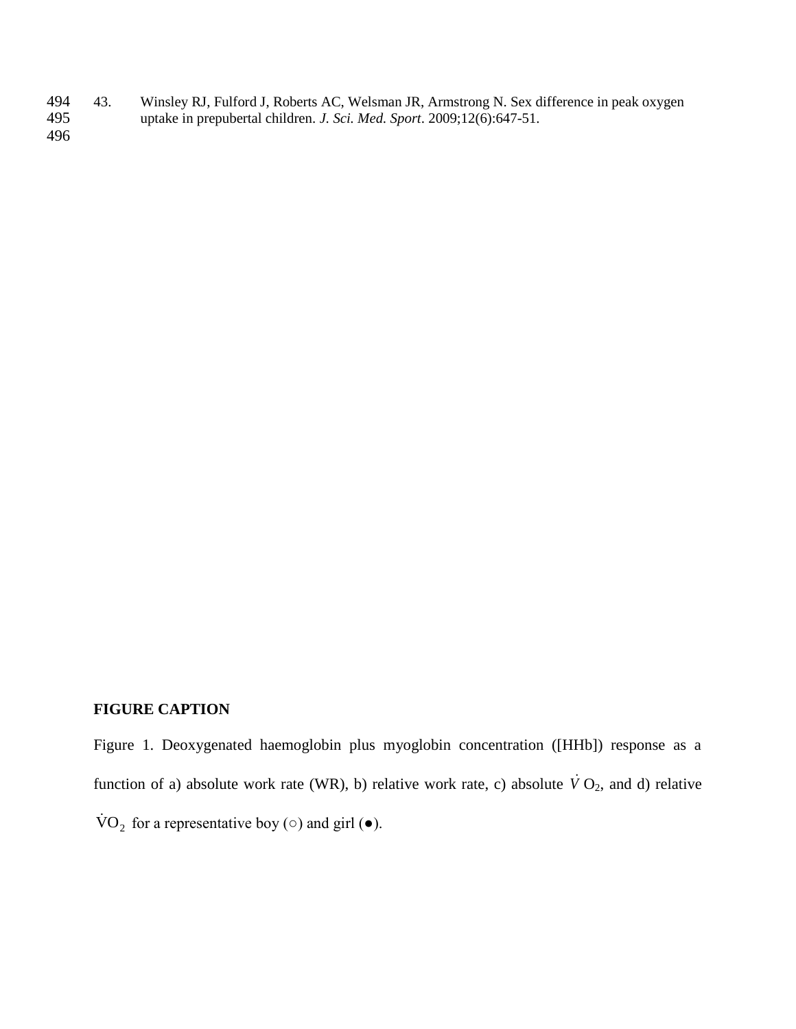43. Winsley RJ, Fulford J, Roberts AC, Welsman JR, Armstrong N. Sex difference in peak oxygen uptake in prepubertal children. *J. Sci. Med. Sport*. 2009;12(6):647-51.

**FIGURE CAPTION**

Figure 1. Deoxygenated haemoglobin plus myoglobin concentration ([HHb]) response as a function of a) absolute work rate (WR), b) relative work rate, c) absolute $\dot{V}O_2$, and d) relative $\dot{V}O_2$ for a representative boy (○) and girl (●).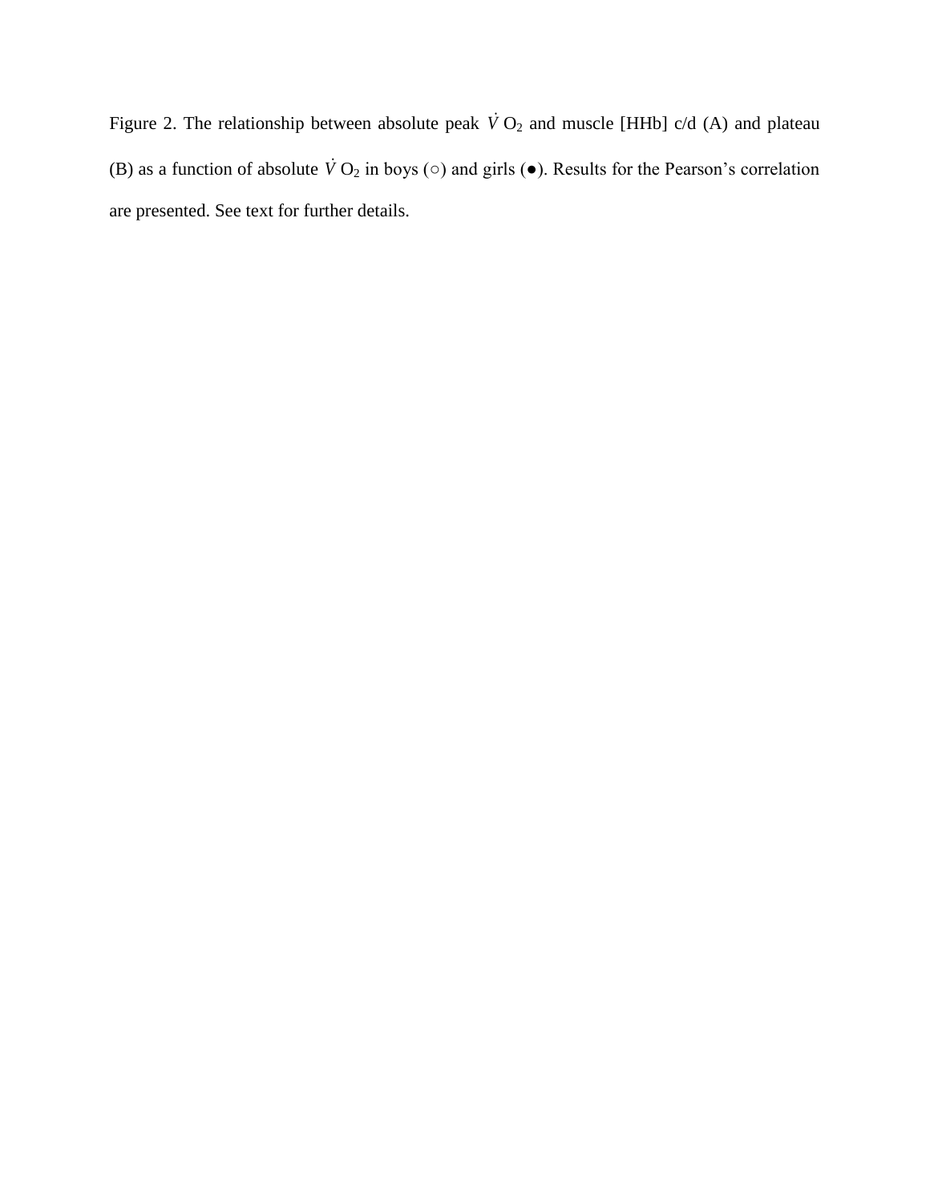Figure 2. The relationship between absolute peak $\dot{V}O_2$ and muscle [HHb] c/d (A) and plateau (B) as a function of absolute $\dot{V}O_2$ in boys (○) and girls (●). Results for the Pearson's correlation are presented. See text for further details.